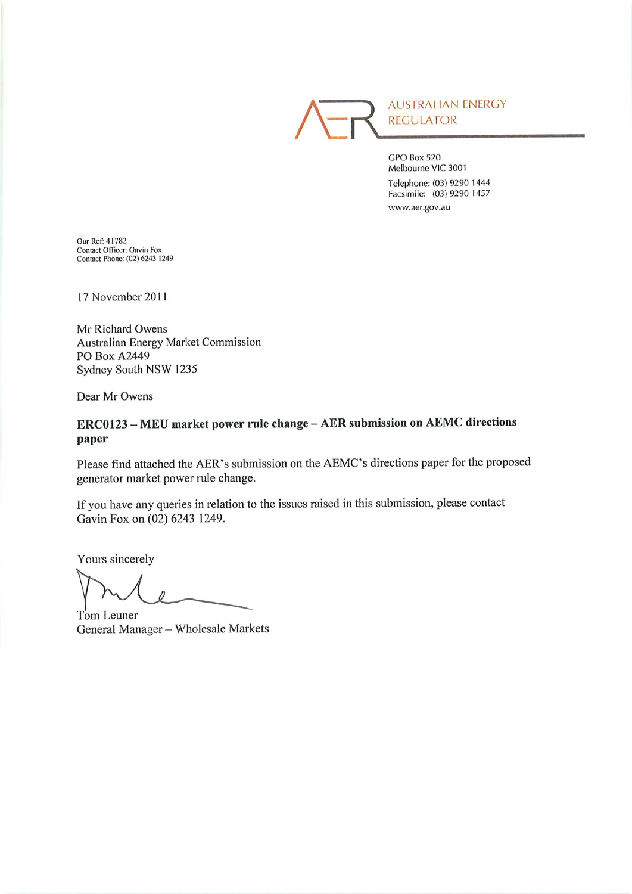AUSTRALIAN ENERGY REGULATOR

GPO Box 520
Melbourne VIC 3001

Telephone: (03) 9290 1444
Facsimile: (03) 9290 1457

www.aer.gov.au

Our Ref: 41782
Contact Officer: Gavin Fox
Contact Phone: (02) 6243 1249

17 November 2011

Mr Richard Owens
Australian Energy Market Commission
PO Box A2449
Sydney South NSW 1235

Dear Mr Owens

**ERC0123 – MEU market power rule change – AER submission on AEMC directions paper**

Please find attached the AER's submission on the AEMC's directions paper for the proposed generator market power rule change.

If you have any queries in relation to the issues raised in this submission, please contact Gavin Fox on (02) 6243 1249.

Yours sincerely

Tom Leuner
General Manager – Wholesale Markets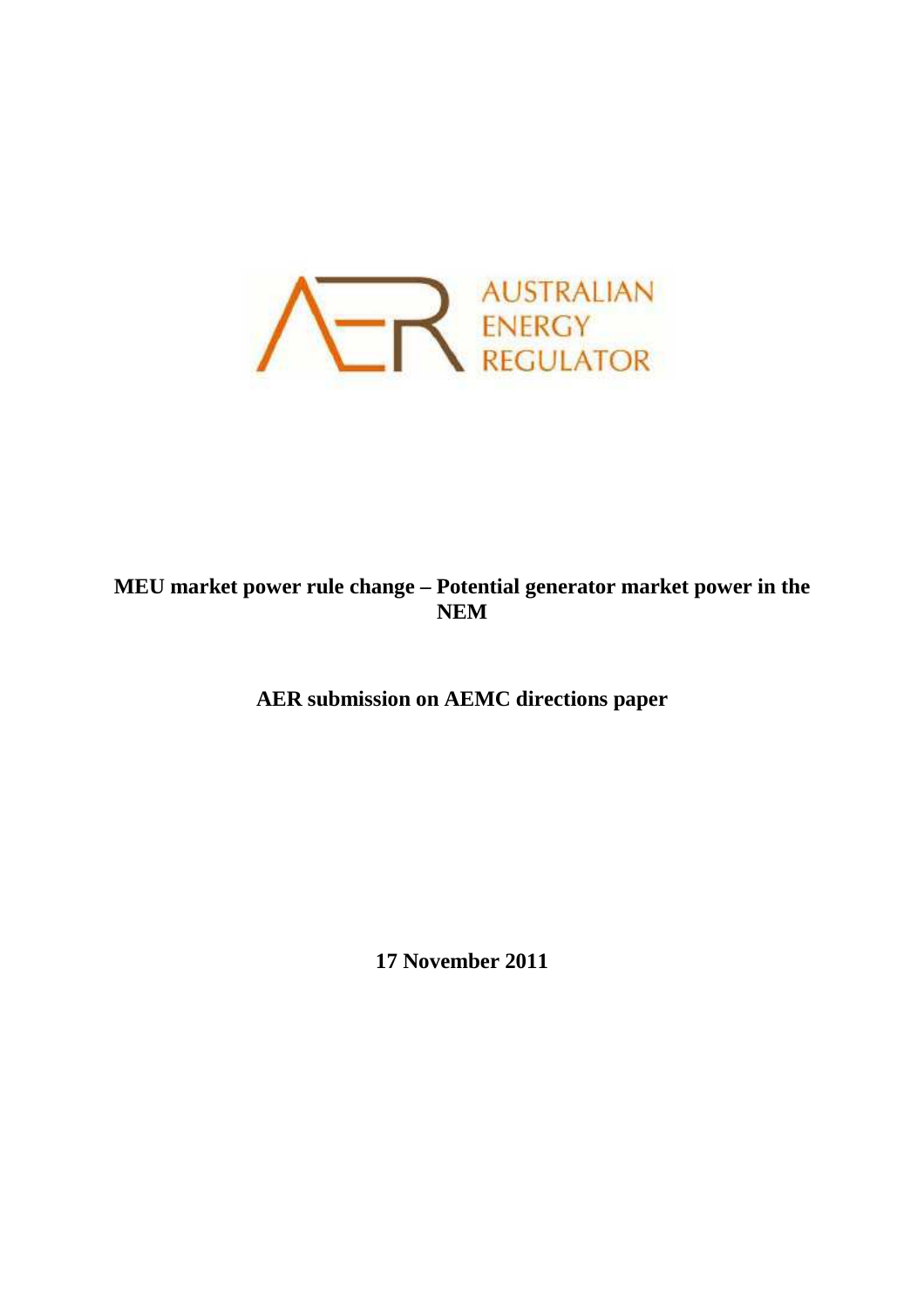AUSTRALIAN ENERGY REGULATOR

**MEU market power rule change – Potential generator market power in the NEM**

**AER submission on AEMC directions paper**

**17 November 2011**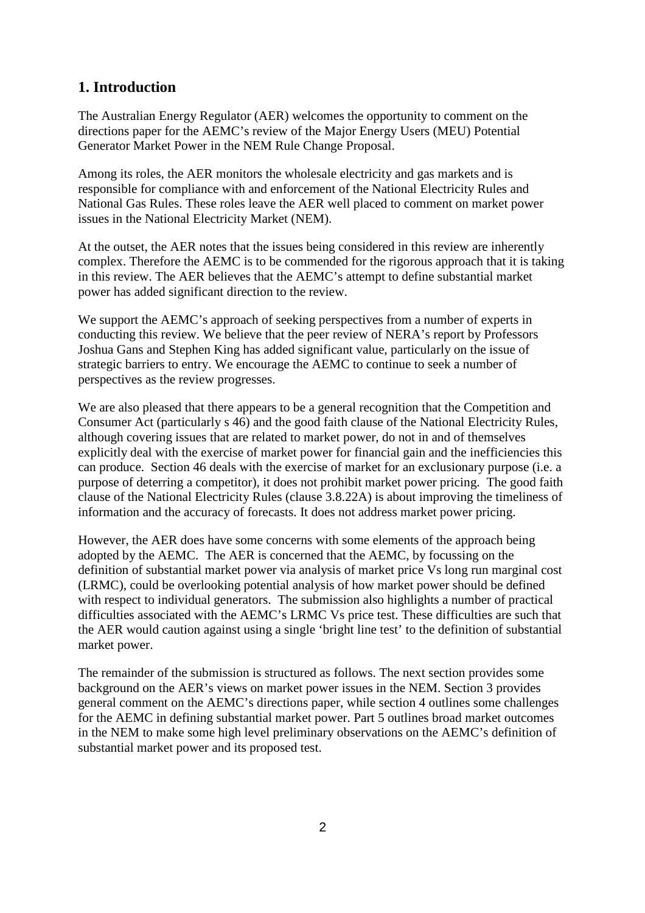## 1. Introduction

The Australian Energy Regulator (AER) welcomes the opportunity to comment on the directions paper for the AEMC's review of the Major Energy Users (MEU) Potential Generator Market Power in the NEM Rule Change Proposal.

Among its roles, the AER monitors the wholesale electricity and gas markets and is responsible for compliance with and enforcement of the National Electricity Rules and National Gas Rules. These roles leave the AER well placed to comment on market power issues in the National Electricity Market (NEM).

At the outset, the AER notes that the issues being considered in this review are inherently complex. Therefore the AEMC is to be commended for the rigorous approach that it is taking in this review. The AER believes that the AEMC's attempt to define substantial market power has added significant direction to the review.

We support the AEMC's approach of seeking perspectives from a number of experts in conducting this review. We believe that the peer review of NERA's report by Professors Joshua Gans and Stephen King has added significant value, particularly on the issue of strategic barriers to entry. We encourage the AEMC to continue to seek a number of perspectives as the review progresses.

We are also pleased that there appears to be a general recognition that the Competition and Consumer Act (particularly s 46) and the good faith clause of the National Electricity Rules, although covering issues that are related to market power, do not in and of themselves explicitly deal with the exercise of market power for financial gain and the inefficiencies this can produce. Section 46 deals with the exercise of market for an exclusionary purpose (i.e. a purpose of deterring a competitor), it does not prohibit market power pricing. The good faith clause of the National Electricity Rules (clause 3.8.22A) is about improving the timeliness of information and the accuracy of forecasts. It does not address market power pricing.

However, the AER does have some concerns with some elements of the approach being adopted by the AEMC. The AER is concerned that the AEMC, by focussing on the definition of substantial market power via analysis of market price Vs long run marginal cost (LRMC), could be overlooking potential analysis of how market power should be defined with respect to individual generators. The submission also highlights a number of practical difficulties associated with the AEMC's LRMC Vs price test. These difficulties are such that the AER would caution against using a single 'bright line test' to the definition of substantial market power.

The remainder of the submission is structured as follows. The next section provides some background on the AER's views on market power issues in the NEM. Section 3 provides general comment on the AEMC's directions paper, while section 4 outlines some challenges for the AEMC in defining substantial market power. Part 5 outlines broad market outcomes in the NEM to make some high level preliminary observations on the AEMC's definition of substantial market power and its proposed test.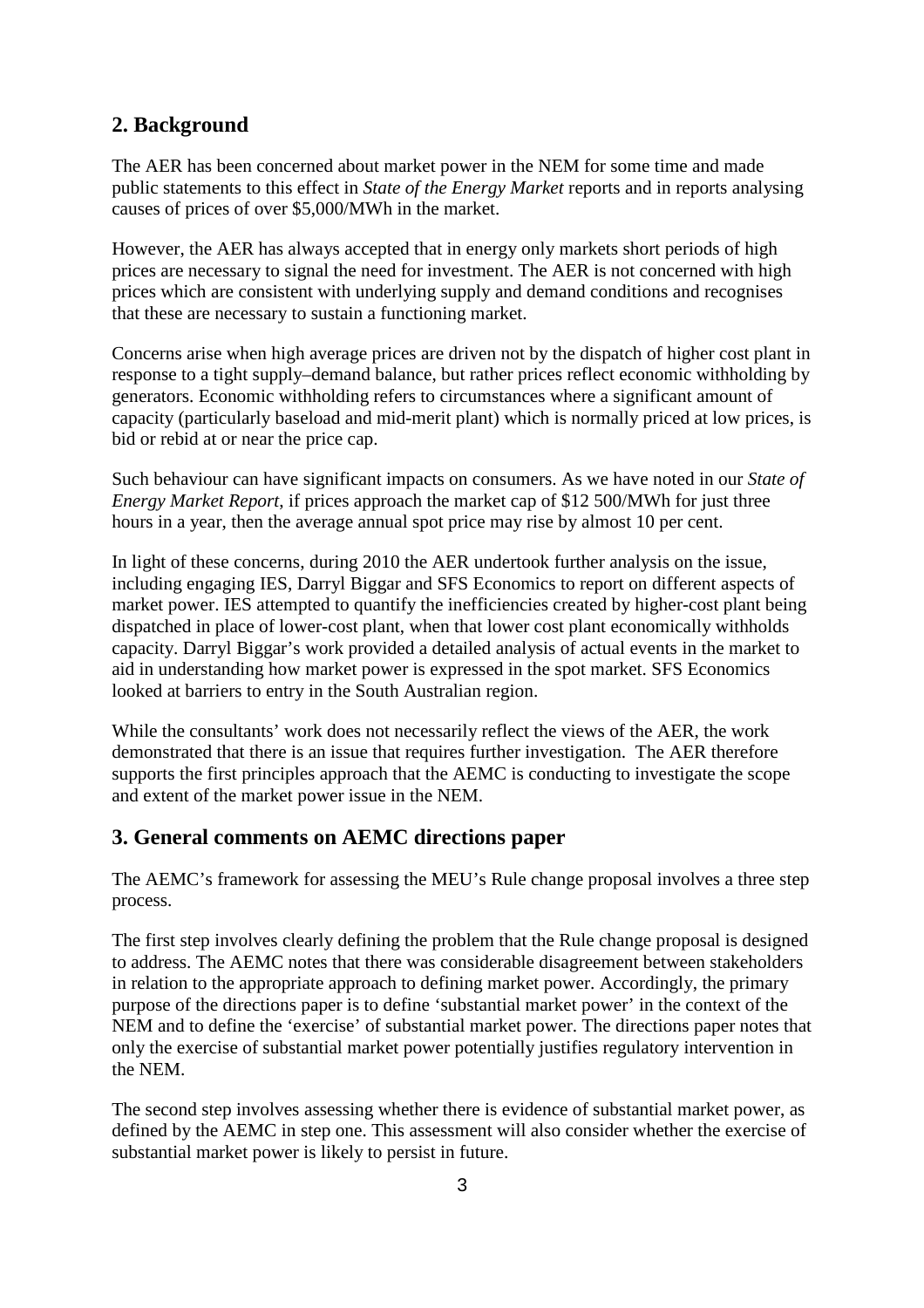## 2. Background

The AER has been concerned about market power in the NEM for some time and made public statements to this effect in *State of the Energy Market* reports and in reports analysing causes of prices of over $5,000/MWh in the market.

However, the AER has always accepted that in energy only markets short periods of high prices are necessary to signal the need for investment. The AER is not concerned with high prices which are consistent with underlying supply and demand conditions and recognises that these are necessary to sustain a functioning market.

Concerns arise when high average prices are driven not by the dispatch of higher cost plant in response to a tight supply–demand balance, but rather prices reflect economic withholding by generators. Economic withholding refers to circumstances where a significant amount of capacity (particularly baseload and mid-merit plant) which is normally priced at low prices, is bid or rebid at or near the price cap.

Such behaviour can have significant impacts on consumers. As we have noted in our *State of Energy Market Report*, if prices approach the market cap of $12 500/MWh for just three hours in a year, then the average annual spot price may rise by almost 10 per cent.

In light of these concerns, during 2010 the AER undertook further analysis on the issue, including engaging IES, Darryl Biggar and SFS Economics to report on different aspects of market power. IES attempted to quantify the inefficiencies created by higher-cost plant being dispatched in place of lower-cost plant, when that lower cost plant economically withholds capacity. Darryl Biggar's work provided a detailed analysis of actual events in the market to aid in understanding how market power is expressed in the spot market. SFS Economics looked at barriers to entry in the South Australian region.

While the consultants' work does not necessarily reflect the views of the AER, the work demonstrated that there is an issue that requires further investigation. The AER therefore supports the first principles approach that the AEMC is conducting to investigate the scope and extent of the market power issue in the NEM.

## 3. General comments on AEMC directions paper

The AEMC's framework for assessing the MEU's Rule change proposal involves a three step process.

The first step involves clearly defining the problem that the Rule change proposal is designed to address. The AEMC notes that there was considerable disagreement between stakeholders in relation to the appropriate approach to defining market power. Accordingly, the primary purpose of the directions paper is to define 'substantial market power' in the context of the NEM and to define the 'exercise' of substantial market power. The directions paper notes that only the exercise of substantial market power potentially justifies regulatory intervention in the NEM.

The second step involves assessing whether there is evidence of substantial market power, as defined by the AEMC in step one. This assessment will also consider whether the exercise of substantial market power is likely to persist in future.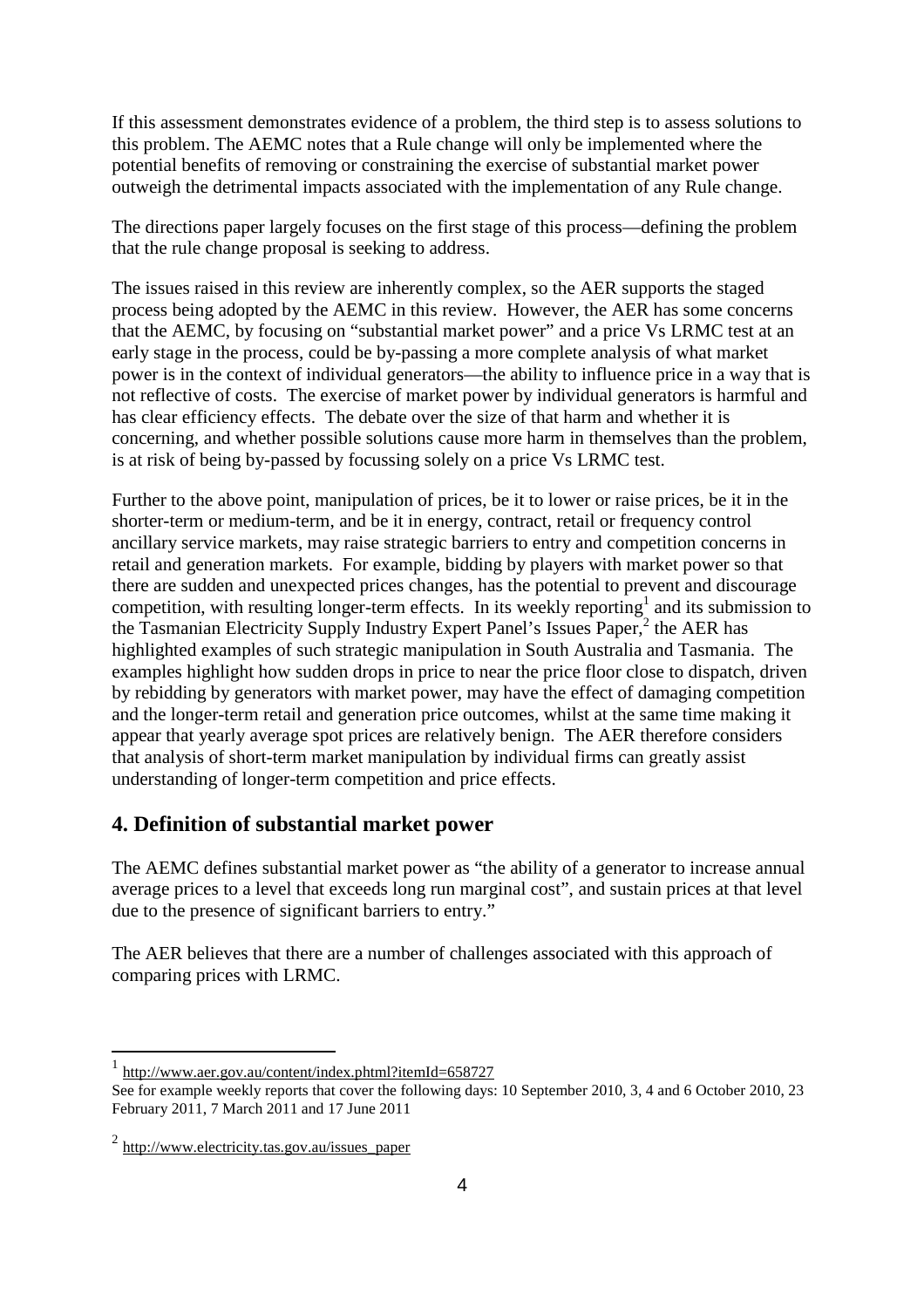If this assessment demonstrates evidence of a problem, the third step is to assess solutions to this problem. The AEMC notes that a Rule change will only be implemented where the potential benefits of removing or constraining the exercise of substantial market power outweigh the detrimental impacts associated with the implementation of any Rule change.

The directions paper largely focuses on the first stage of this process—defining the problem that the rule change proposal is seeking to address.

The issues raised in this review are inherently complex, so the AER supports the staged process being adopted by the AEMC in this review. However, the AER has some concerns that the AEMC, by focusing on "substantial market power" and a price Vs LRMC test at an early stage in the process, could be by-passing a more complete analysis of what market power is in the context of individual generators—the ability to influence price in a way that is not reflective of costs. The exercise of market power by individual generators is harmful and has clear efficiency effects. The debate over the size of that harm and whether it is concerning, and whether possible solutions cause more harm in themselves than the problem, is at risk of being by-passed by focussing solely on a price Vs LRMC test.

Further to the above point, manipulation of prices, be it to lower or raise prices, be it in the shorter-term or medium-term, and be it in energy, contract, retail or frequency control ancillary service markets, may raise strategic barriers to entry and competition concerns in retail and generation markets. For example, bidding by players with market power so that there are sudden and unexpected prices changes, has the potential to prevent and discourage competition, with resulting longer-term effects. In its weekly reporting[1] and its submission to the Tasmanian Electricity Supply Industry Expert Panel's Issues Paper,[2] the AER has highlighted examples of such strategic manipulation in South Australia and Tasmania. The examples highlight how sudden drops in price to near the price floor close to dispatch, driven by rebidding by generators with market power, may have the effect of damaging competition and the longer-term retail and generation price outcomes, whilst at the same time making it appear that yearly average spot prices are relatively benign. The AER therefore considers that analysis of short-term market manipulation by individual firms can greatly assist understanding of longer-term competition and price effects.

## 4. Definition of substantial market power

The AEMC defines substantial market power as "the ability of a generator to increase annual average prices to a level that exceeds long run marginal cost", and sustain prices at that level due to the presence of significant barriers to entry."

The AER believes that there are a number of challenges associated with this approach of comparing prices with LRMC.

---

[1] http://www.aer.gov.au/content/index.phtml?itemId=658727
See for example weekly reports that cover the following days: 10 September 2010, 3, 4 and 6 October 2010, 23 February 2011, 7 March 2011 and 17 June 2011

[2] http://www.electricity.tas.gov.au/issues_paper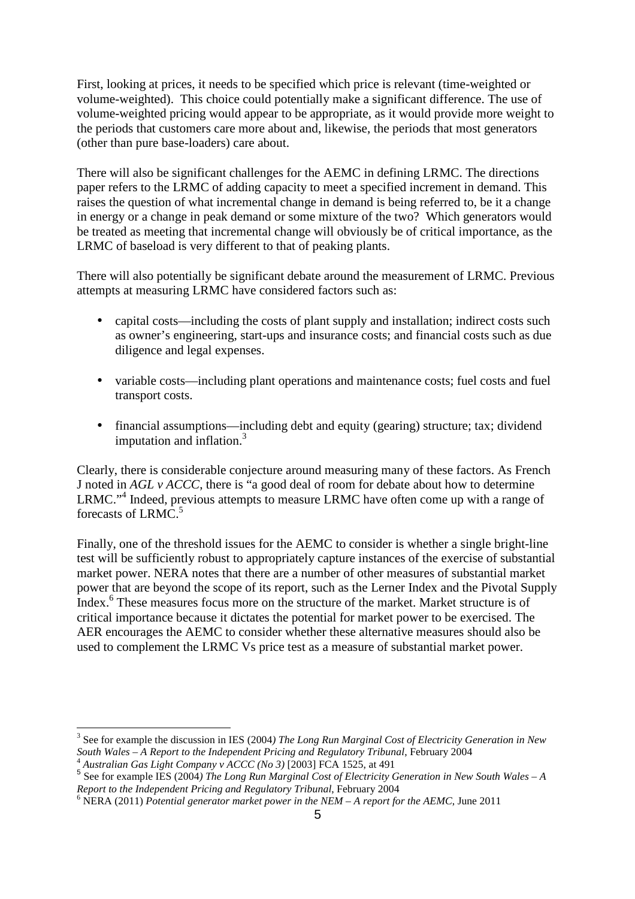First, looking at prices, it needs to be specified which price is relevant (time-weighted or volume-weighted). This choice could potentially make a significant difference. The use of volume-weighted pricing would appear to be appropriate, as it would provide more weight to the periods that customers care more about and, likewise, the periods that most generators (other than pure base-loaders) care about.

There will also be significant challenges for the AEMC in defining LRMC. The directions paper refers to the LRMC of adding capacity to meet a specified increment in demand. This raises the question of what incremental change in demand is being referred to, be it a change in energy or a change in peak demand or some mixture of the two? Which generators would be treated as meeting that incremental change will obviously be of critical importance, as the LRMC of baseload is very different to that of peaking plants.

There will also potentially be significant debate around the measurement of LRMC. Previous attempts at measuring LRMC have considered factors such as:

- capital costs—including the costs of plant supply and installation; indirect costs such as owner's engineering, start-ups and insurance costs; and financial costs such as due diligence and legal expenses.

- variable costs—including plant operations and maintenance costs; fuel costs and fuel transport costs.

- financial assumptions—including debt and equity (gearing) structure; tax; dividend imputation and inflation.[3]

Clearly, there is considerable conjecture around measuring many of these factors. As French J noted in *AGL v ACCC*, there is "a good deal of room for debate about how to determine LRMC."[4] Indeed, previous attempts to measure LRMC have often come up with a range of forecasts of LRMC.[5]

Finally, one of the threshold issues for the AEMC to consider is whether a single bright-line test will be sufficiently robust to appropriately capture instances of the exercise of substantial market power. NERA notes that there are a number of other measures of substantial market power that are beyond the scope of its report, such as the Lerner Index and the Pivotal Supply Index.[6] These measures focus more on the structure of the market. Market structure is of critical importance because it dictates the potential for market power to be exercised. The AER encourages the AEMC to consider whether these alternative measures should also be used to complement the LRMC Vs price test as a measure of substantial market power.

---

[3] See for example the discussion in IES (2004) *The Long Run Marginal Cost of Electricity Generation in New South Wales – A Report to the Independent Pricing and Regulatory Tribunal*, February 2004

[4] *Australian Gas Light Company v ACCC (No 3)* [2003] FCA 1525, at 491

[5] See for example IES (2004) *The Long Run Marginal Cost of Electricity Generation in New South Wales – A Report to the Independent Pricing and Regulatory Tribunal*, February 2004

[6] NERA (2011) *Potential generator market power in the NEM – A report for the AEMC*, June 2011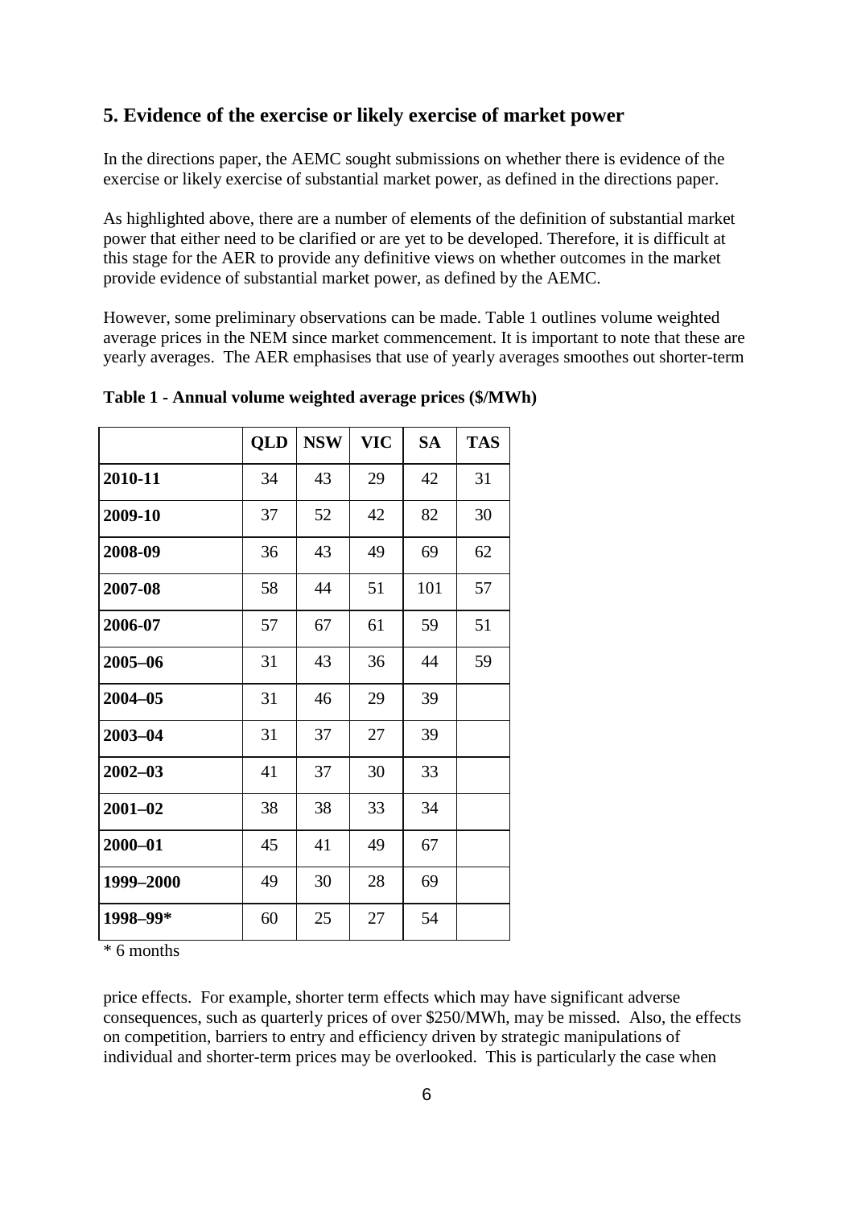## 5. Evidence of the exercise or likely exercise of market power

In the directions paper, the AEMC sought submissions on whether there is evidence of the exercise or likely exercise of substantial market power, as defined in the directions paper.

As highlighted above, there are a number of elements of the definition of substantial market power that either need to be clarified or are yet to be developed. Therefore, it is difficult at this stage for the AER to provide any definitive views on whether outcomes in the market provide evidence of substantial market power, as defined by the AEMC.

However, some preliminary observations can be made. Table 1 outlines volume weighted average prices in the NEM since market commencement. It is important to note that these are yearly averages. The AER emphasises that use of yearly averages smoothes out shorter-term price effects. For example, shorter term effects which may have significant adverse consequences, such as quarterly prices of over $250/MWh, may be missed. Also, the effects on competition, barriers to entry and efficiency driven by strategic manipulations of individual and shorter-term prices may be overlooked. This is particularly the case when

**Table 1 - Annual volume weighted average prices ($/MWh)**

| | QLD | NSW | VIC | SA | TAS |
|---|---|---|---|---|---|
| **2010-11** | 34 | 43 | 29 | 42 | 31 |
| **2009-10** | 37 | 52 | 42 | 82 | 30 |
| **2008-09** | 36 | 43 | 49 | 69 | 62 |
| **2007-08** | 58 | 44 | 51 | 101 | 57 |
| **2006-07** | 57 | 67 | 61 | 59 | 51 |
| **2005–06** | 31 | 43 | 36 | 44 | 59 |
| **2004–05** | 31 | 46 | 29 | 39 | |
| **2003–04** | 31 | 37 | 27 | 39 | |
| **2002–03** | 41 | 37 | 30 | 33 | |
| **2001–02** | 38 | 38 | 33 | 34 | |
| **2000–01** | 45 | 41 | 49 | 67 | |
| **1999–2000** | 49 | 30 | 28 | 69 | |
| **1998–99*** | 60 | 25 | 27 | 54 | |

\* 6 months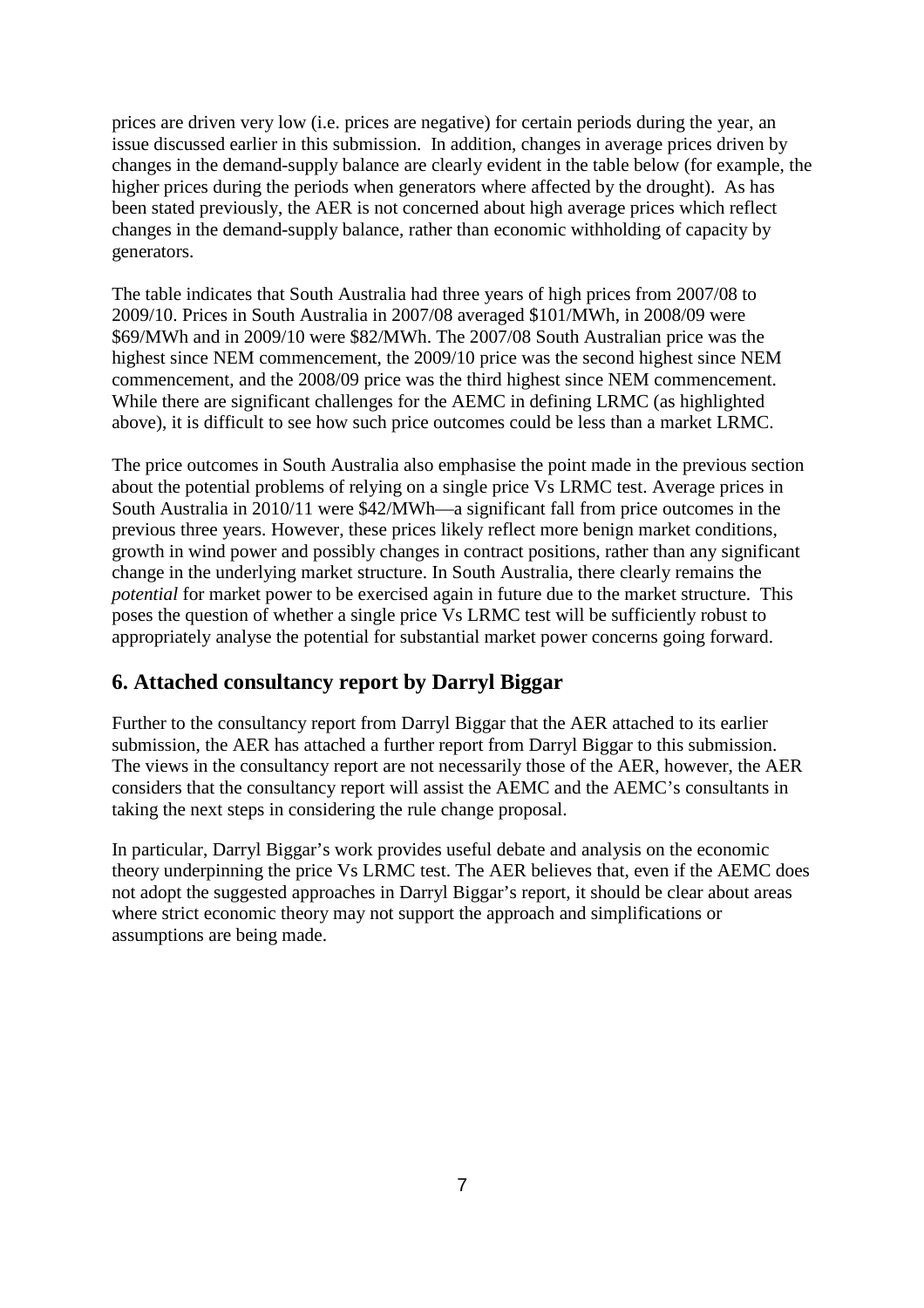prices are driven very low (i.e. prices are negative) for certain periods during the year, an issue discussed earlier in this submission. In addition, changes in average prices driven by changes in the demand-supply balance are clearly evident in the table below (for example, the higher prices during the periods when generators where affected by the drought). As has been stated previously, the AER is not concerned about high average prices which reflect changes in the demand-supply balance, rather than economic withholding of capacity by generators.

The table indicates that South Australia had three years of high prices from 2007/08 to 2009/10. Prices in South Australia in 2007/08 averaged $101/MWh, in 2008/09 were $69/MWh and in 2009/10 were $82/MWh. The 2007/08 South Australian price was the highest since NEM commencement, the 2009/10 price was the second highest since NEM commencement, and the 2008/09 price was the third highest since NEM commencement. While there are significant challenges for the AEMC in defining LRMC (as highlighted above), it is difficult to see how such price outcomes could be less than a market LRMC.

The price outcomes in South Australia also emphasise the point made in the previous section about the potential problems of relying on a single price Vs LRMC test. Average prices in South Australia in 2010/11 were $42/MWh—a significant fall from price outcomes in the previous three years. However, these prices likely reflect more benign market conditions, growth in wind power and possibly changes in contract positions, rather than any significant change in the underlying market structure. In South Australia, there clearly remains the *potential* for market power to be exercised again in future due to the market structure. This poses the question of whether a single price Vs LRMC test will be sufficiently robust to appropriately analyse the potential for substantial market power concerns going forward.

## 6. Attached consultancy report by Darryl Biggar

Further to the consultancy report from Darryl Biggar that the AER attached to its earlier submission, the AER has attached a further report from Darryl Biggar to this submission. The views in the consultancy report are not necessarily those of the AER, however, the AER considers that the consultancy report will assist the AEMC and the AEMC's consultants in taking the next steps in considering the rule change proposal.

In particular, Darryl Biggar's work provides useful debate and analysis on the economic theory underpinning the price Vs LRMC test. The AER believes that, even if the AEMC does not adopt the suggested approaches in Darryl Biggar's report, it should be clear about areas where strict economic theory may not support the approach and simplifications or assumptions are being made.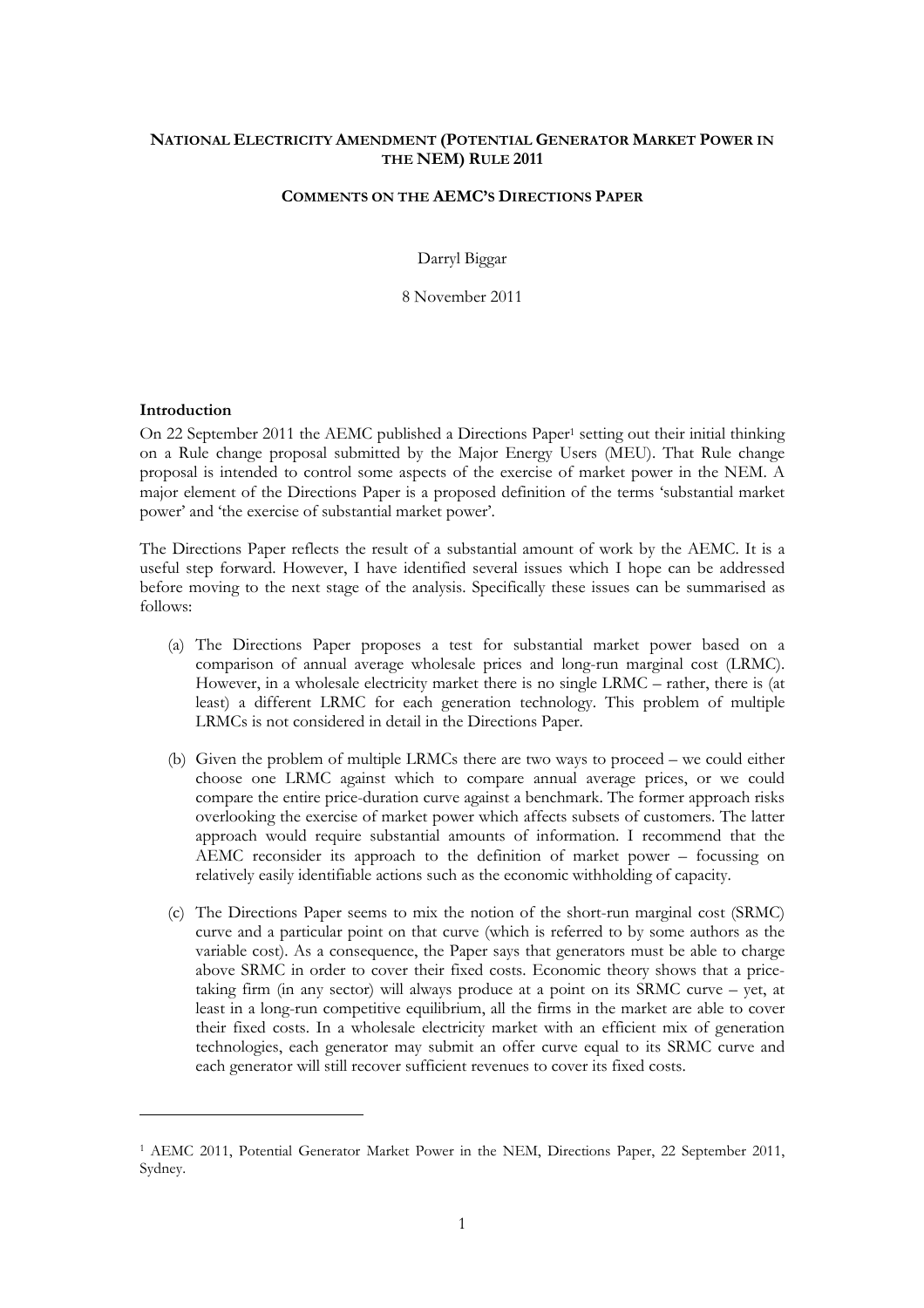**NATIONAL ELECTRICITY AMENDMENT (POTENTIAL GENERATOR MARKET POWER IN THE NEM) RULE 2011**

**COMMENTS ON THE AEMC'S DIRECTIONS PAPER**

Darryl Biggar

8 November 2011

### Introduction

On 22 September 2011 the AEMC published a Directions Paper[1] setting out their initial thinking on a Rule change proposal submitted by the Major Energy Users (MEU). That Rule change proposal is intended to control some aspects of the exercise of market power in the NEM. A major element of the Directions Paper is a proposed definition of the terms 'substantial market power' and 'the exercise of substantial market power'.

The Directions Paper reflects the result of a substantial amount of work by the AEMC. It is a useful step forward. However, I have identified several issues which I hope can be addressed before moving to the next stage of the analysis. Specifically these issues can be summarised as follows:

(a) The Directions Paper proposes a test for substantial market power based on a comparison of annual average wholesale prices and long-run marginal cost (LRMC). However, in a wholesale electricity market there is no single LRMC – rather, there is (at least) a different LRMC for each generation technology. This problem of multiple LRMCs is not considered in detail in the Directions Paper.

(b) Given the problem of multiple LRMCs there are two ways to proceed – we could either choose one LRMC against which to compare annual average prices, or we could compare the entire price-duration curve against a benchmark. The former approach risks overlooking the exercise of market power which affects subsets of customers. The latter approach would require substantial amounts of information. I recommend that the AEMC reconsider its approach to the definition of market power – focussing on relatively easily identifiable actions such as the economic withholding of capacity.

(c) The Directions Paper seems to mix the notion of the short-run marginal cost (SRMC) curve and a particular point on that curve (which is referred to by some authors as the variable cost). As a consequence, the Paper says that generators must be able to charge above SRMC in order to cover their fixed costs. Economic theory shows that a price-taking firm (in any sector) will always produce at a point on its SRMC curve – yet, at least in a long-run competitive equilibrium, all the firms in the market are able to cover their fixed costs. In a wholesale electricity market with an efficient mix of generation technologies, each generator may submit an offer curve equal to its SRMC curve and each generator will still recover sufficient revenues to cover its fixed costs.

---

[1] AEMC 2011, Potential Generator Market Power in the NEM, Directions Paper, 22 September 2011, Sydney.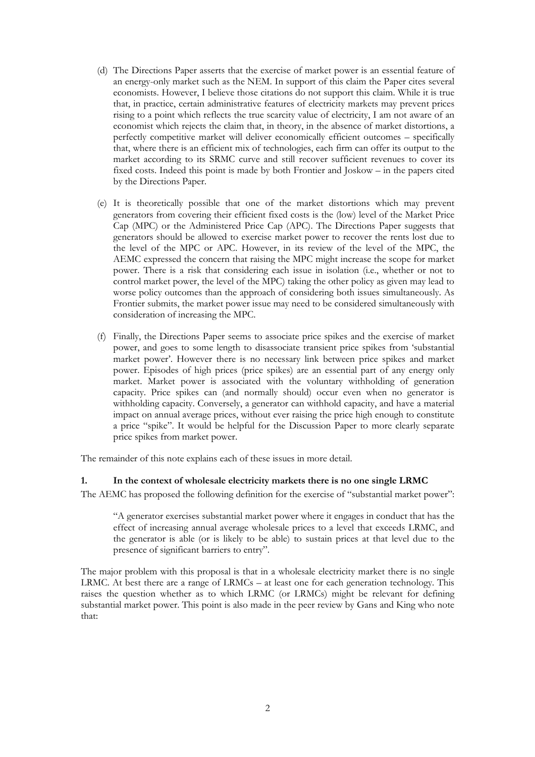(d) The Directions Paper asserts that the exercise of market power is an essential feature of an energy-only market such as the NEM. In support of this claim the Paper cites several economists. However, I believe those citations do not support this claim. While it is true that, in practice, certain administrative features of electricity markets may prevent prices rising to a point which reflects the true scarcity value of electricity, I am not aware of an economist which rejects the claim that, in theory, in the absence of market distortions, a perfectly competitive market will deliver economically efficient outcomes – specifically that, where there is an efficient mix of technologies, each firm can offer its output to the market according to its SRMC curve and still recover sufficient revenues to cover its fixed costs. Indeed this point is made by both Frontier and Joskow – in the papers cited by the Directions Paper.

(e) It is theoretically possible that one of the market distortions which may prevent generators from covering their efficient fixed costs is the (low) level of the Market Price Cap (MPC) or the Administered Price Cap (APC). The Directions Paper suggests that generators should be allowed to exercise market power to recover the rents lost due to the level of the MPC or APC. However, in its review of the level of the MPC, the AEMC expressed the concern that raising the MPC might increase the scope for market power. There is a risk that considering each issue in isolation (i.e., whether or not to control market power, the level of the MPC) taking the other policy as given may lead to worse policy outcomes than the approach of considering both issues simultaneously. As Frontier submits, the market power issue may need to be considered simultaneously with consideration of increasing the MPC.

(f) Finally, the Directions Paper seems to associate price spikes and the exercise of market power, and goes to some length to disassociate transient price spikes from 'substantial market power'. However there is no necessary link between price spikes and market power. Episodes of high prices (price spikes) are an essential part of any energy only market. Market power is associated with the voluntary withholding of generation capacity. Price spikes can (and normally should) occur even when no generator is withholding capacity. Conversely, a generator can withhold capacity, and have a material impact on annual average prices, without ever raising the price high enough to constitute a price "spike". It would be helpful for the Discussion Paper to more clearly separate price spikes from market power.

The remainder of this note explains each of these issues in more detail.

## 1. In the context of wholesale electricity markets there is no one single LRMC

The AEMC has proposed the following definition for the exercise of "substantial market power":

> "A generator exercises substantial market power where it engages in conduct that has the effect of increasing annual average wholesale prices to a level that exceeds LRMC, and the generator is able (or is likely to be able) to sustain prices at that level due to the presence of significant barriers to entry".

The major problem with this proposal is that in a wholesale electricity market there is no single LRMC. At best there are a range of LRMCs – at least one for each generation technology. This raises the question whether as to which LRMC (or LRMCs) might be relevant for defining substantial market power. This point is also made in the peer review by Gans and King who note that: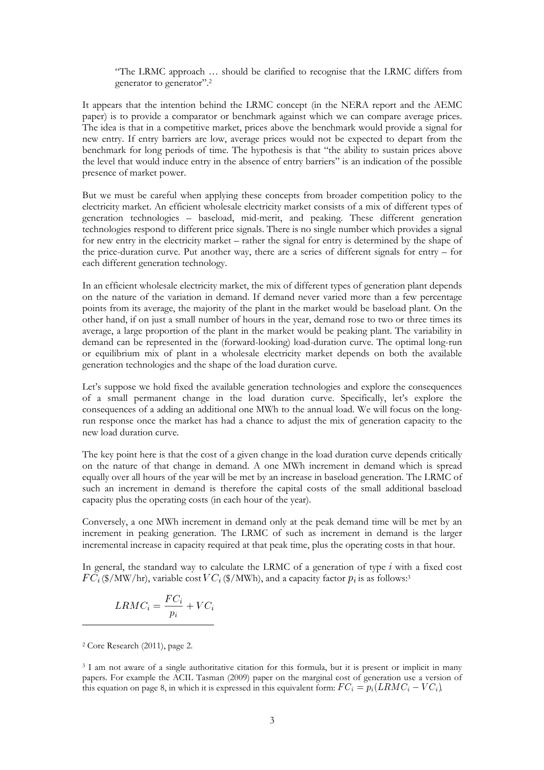"The LRMC approach … should be clarified to recognise that the LRMC differs from generator to generator".[2]

It appears that the intention behind the LRMC concept (in the NERA report and the AEMC paper) is to provide a comparator or benchmark against which we can compare average prices. The idea is that in a competitive market, prices above the benchmark would provide a signal for new entry. If entry barriers are low, average prices would not be expected to depart from the benchmark for long periods of time. The hypothesis is that "the ability to sustain prices above the level that would induce entry in the absence of entry barriers" is an indication of the possible presence of market power.

But we must be careful when applying these concepts from broader competition policy to the electricity market. An efficient wholesale electricity market consists of a mix of different types of generation technologies – baseload, mid-merit, and peaking. These different generation technologies respond to different price signals. There is no single number which provides a signal for new entry in the electricity market – rather the signal for entry is determined by the shape of the price-duration curve. Put another way, there are a series of different signals for entry – for each different generation technology.

In an efficient wholesale electricity market, the mix of different types of generation plant depends on the nature of the variation in demand. If demand never varied more than a few percentage points from its average, the majority of the plant in the market would be baseload plant. On the other hand, if on just a small number of hours in the year, demand rose to two or three times its average, a large proportion of the plant in the market would be peaking plant. The variability in demand can be represented in the (forward-looking) load-duration curve. The optimal long-run or equilibrium mix of plant in a wholesale electricity market depends on both the available generation technologies and the shape of the load duration curve.

Let's suppose we hold fixed the available generation technologies and explore the consequences of a small permanent change in the load duration curve. Specifically, let's explore the consequences of a adding an additional one MWh to the annual load. We will focus on the long-run response once the market has had a chance to adjust the mix of generation capacity to the new load duration curve.

The key point here is that the cost of a given change in the load duration curve depends critically on the nature of that change in demand. A one MWh increment in demand which is spread equally over all hours of the year will be met by an increase in baseload generation. The LRMC of such an increment in demand is therefore the capital costs of the small additional baseload capacity plus the operating costs (in each hour of the year).

Conversely, a one MWh increment in demand only at the peak demand time will be met by an increment in peaking generation. The LRMC of such as increment in demand is the larger incremental increase in capacity required at that peak time, plus the operating costs in that hour.

In general, the standard way to calculate the LRMC of a generation of type $i$ with a fixed cost $FC_i$ (\$/MW/hr), variable cost $VC_i$ (\$/MWh), and a capacity factor $p_i$ is as follows:[3]

$$LRMC_i = \frac{FC_i}{p_i} + VC_i$$

[2] Core Research (2011), page 2.

[3] I am not aware of a single authoritative citation for this formula, but it is present or implicit in many papers. For example the ACIL Tasman (2009) paper on the marginal cost of generation use a version of this equation on page 8, in which it is expressed in this equivalent form: $FC_i = p_i(LRMC_i - VC_i)$.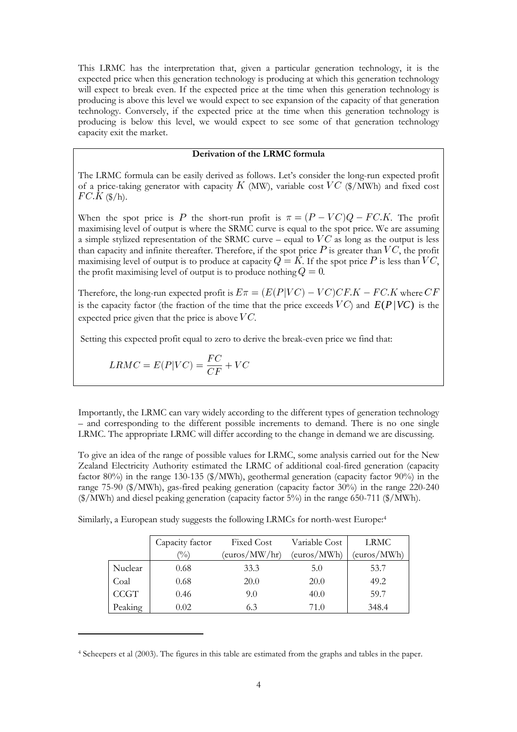This LRMC has the interpretation that, given a particular generation technology, it is the expected price when this generation technology is producing at which this generation technology will expect to break even. If the expected price at the time when this generation technology is producing is above this level we would expect to see expansion of the capacity of that generation technology. Conversely, if the expected price at the time when this generation technology is producing is below this level, we would expect to see some of that generation technology capacity exit the market.

**Derivation of the LRMC formula**

The LRMC formula can be easily derived as follows. Let's consider the long-run expected profit of a price-taking generator with capacity $K$ (MW), variable cost $VC$ (\$/MWh) and fixed cost $FC.K$ (\$/h).

When the spot price is $P$ the short-run profit is $\pi = (P - VC)Q - FC.K$. The profit maximising level of output is where the SRMC curve is equal to the spot price. We are assuming a simple stylized representation of the SRMC curve – equal to $VC$ as long as the output is less than capacity and infinite thereafter. Therefore, if the spot price $P$ is greater than $VC$, the profit maximising level of output is to produce at capacity $Q = K$. If the spot price $P$ is less than $VC$, the profit maximising level of output is to produce nothing $Q = 0$.

Therefore, the long-run expected profit is $E\pi = (E(P|VC) - VC)CF.K - FC.K$ where $CF$ is the capacity factor (the fraction of the time that the price exceeds $VC$) and $E(P|VC)$ is the expected price given that the price is above $VC$.

Setting this expected profit equal to zero to derive the break-even price we find that:

$$LRMC = E(P|VC) = \frac{FC}{CF} + VC$$

Importantly, the LRMC can vary widely according to the different types of generation technology – and corresponding to the different possible increments to demand. There is no one single LRMC. The appropriate LRMC will differ according to the change in demand we are discussing.

To give an idea of the range of possible values for LRMC, some analysis carried out for the New Zealand Electricity Authority estimated the LRMC of additional coal-fired generation (capacity factor 80%) in the range 130-135 (\$/MWh), geothermal generation (capacity factor 90%) in the range 75-90 (\$/MWh), gas-fired peaking generation (capacity factor 30%) in the range 220-240 (\$/MWh) and diesel peaking generation (capacity factor 5%) in the range 650-711 (\$/MWh).

Similarly, a European study suggests the following LRMCs for north-west Europe:[4]

| | Capacity factor (%) | Fixed Cost (euros/MW/hr) | Variable Cost (euros/MWh) | LRMC (euros/MWh) |
|---|---|---|---|---|
| Nuclear | 0.68 | 33.3 | 5.0 | 53.7 |
| Coal | 0.68 | 20.0 | 20.0 | 49.2 |
| CCGT | 0.46 | 9.0 | 40.0 | 59.7 |
| Peaking | 0.02 | 6.3 | 71.0 | 348.4 |

[4] Scheepers et al (2003). The figures in this table are estimated from the graphs and tables in the paper.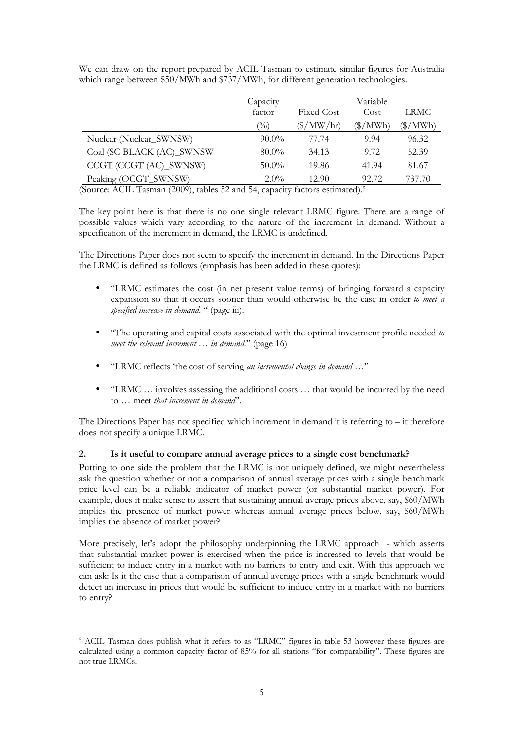We can draw on the report prepared by ACIL Tasman to estimate similar figures for Australia which range between \$50/MWh and \$737/MWh, for different generation technologies.

| | Capacity factor (%) | Fixed Cost (\$/MW/hr) | Variable Cost (\$/MWh) | LRMC (\$/MWh) |
|---|---|---|---|---|
| Nuclear (Nuclear_SWNSW) | 90.0% | 77.74 | 9.94 | 96.32 |
| Coal (SC BLACK (AC)_SWNSW | 80.0% | 34.13 | 9.72 | 52.39 |
| CCGT (CCGT (AC)_SWNSW) | 50.0% | 19.86 | 41.94 | 81.67 |
| Peaking (OCGT_SWNSW) | 2.0% | 12.90 | 92.72 | 737.70 |

(Source: ACIL Tasman (2009), tables 52 and 54, capacity factors estimated).[5]

The key point here is that there is no one single relevant LRMC figure. There are a range of possible values which vary according to the nature of the increment in demand. Without a specification of the increment in demand, the LRMC is undefined.

The Directions Paper does not seem to specify the increment in demand. In the Directions Paper the LRMC is defined as follows (emphasis has been added in these quotes):

- "LRMC estimates the cost (in net present value terms) of bringing forward a capacity expansion so that it occurs sooner than would otherwise be the case in order *to meet a specified increase in demand*. " (page iii).
- "The operating and capital costs associated with the optimal investment profile needed *to meet the relevant increment … in demand*." (page 16)
- "LRMC reflects 'the cost of serving *an incremental change in demand* …"
- "LRMC … involves assessing the additional costs … that would be incurred by the need to … meet *that increment in demand*".

The Directions Paper has not specified which increment in demand it is referring to – it therefore does not specify a unique LRMC.

### 2. Is it useful to compare annual average prices to a single cost benchmark?

Putting to one side the problem that the LRMC is not uniquely defined, we might nevertheless ask the question whether or not a comparison of annual average prices with a single benchmark price level can be a reliable indicator of market power (or substantial market power). For example, does it make sense to assert that sustaining annual average prices above, say, \$60/MWh implies the presence of market power whereas annual average prices below, say, \$60/MWh implies the absence of market power?

More precisely, let's adopt the philosophy underpinning the LRMC approach - which asserts that substantial market power is exercised when the price is increased to levels that would be sufficient to induce entry in a market with no barriers to entry and exit. With this approach we can ask: Is it the case that a comparison of annual average prices with a single benchmark would detect an increase in prices that would be sufficient to induce entry in a market with no barriers to entry?

[5] ACIL Tasman does publish what it refers to as "LRMC" figures in table 53 however these figures are calculated using a common capacity factor of 85% for all stations "for comparability". These figures are not true LRMCs.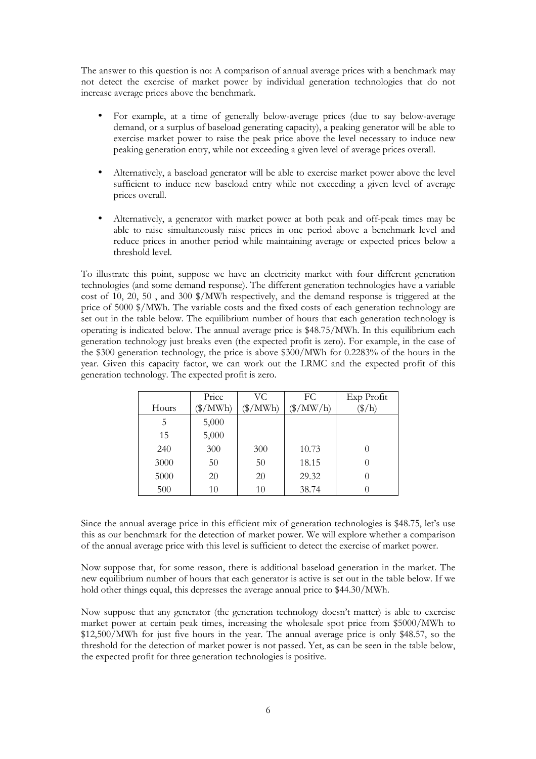The answer to this question is no: A comparison of annual average prices with a benchmark may not detect the exercise of market power by individual generation technologies that do not increase average prices above the benchmark.

- For example, at a time of generally below-average prices (due to say below-average demand, or a surplus of baseload generating capacity), a peaking generator will be able to exercise market power to raise the peak price above the level necessary to induce new peaking generation entry, while not exceeding a given level of average prices overall.
- Alternatively, a baseload generator will be able to exercise market power above the level sufficient to induce new baseload entry while not exceeding a given level of average prices overall.
- Alternatively, a generator with market power at both peak and off-peak times may be able to raise simultaneously raise prices in one period above a benchmark level and reduce prices in another period while maintaining average or expected prices below a threshold level.

To illustrate this point, suppose we have an electricity market with four different generation technologies (and some demand response). The different generation technologies have a variable cost of 10, 20, 50 , and 300 $/MWh respectively, and the demand response is triggered at the price of 5000 $/MWh. The variable costs and the fixed costs of each generation technology are set out in the table below. The equilibrium number of hours that each generation technology is operating is indicated below. The annual average price is $48.75/MWh. In this equilibrium each generation technology just breaks even (the expected profit is zero). For example, in the case of the $300 generation technology, the price is above $300/MWh for 0.2283% of the hours in the year. Given this capacity factor, we can work out the LRMC and the expected profit of this generation technology. The expected profit is zero.

| Hours | Price ($/MWh) | VC ($/MWh) | FC ($/MW/h) | Exp Profit ($/h) |
|---|---|---|---|---|
| 5 | 5,000 | | | |
| 15 | 5,000 | | | |
| 240 | 300 | 300 | 10.73 | 0 |
| 3000 | 50 | 50 | 18.15 | 0 |
| 5000 | 20 | 20 | 29.32 | 0 |
| 500 | 10 | 10 | 38.74 | 0 |

Since the annual average price in this efficient mix of generation technologies is $48.75, let's use this as our benchmark for the detection of market power. We will explore whether a comparison of the annual average price with this level is sufficient to detect the exercise of market power.

Now suppose that, for some reason, there is additional baseload generation in the market. The new equilibrium number of hours that each generator is active is set out in the table below. If we hold other things equal, this depresses the average annual price to $44.30/MWh.

Now suppose that any generator (the generation technology doesn't matter) is able to exercise market power at certain peak times, increasing the wholesale spot price from $5000/MWh to $12,500/MWh for just five hours in the year. The annual average price is only $48.57, so the threshold for the detection of market power is not passed. Yet, as can be seen in the table below, the expected profit for three generation technologies is positive.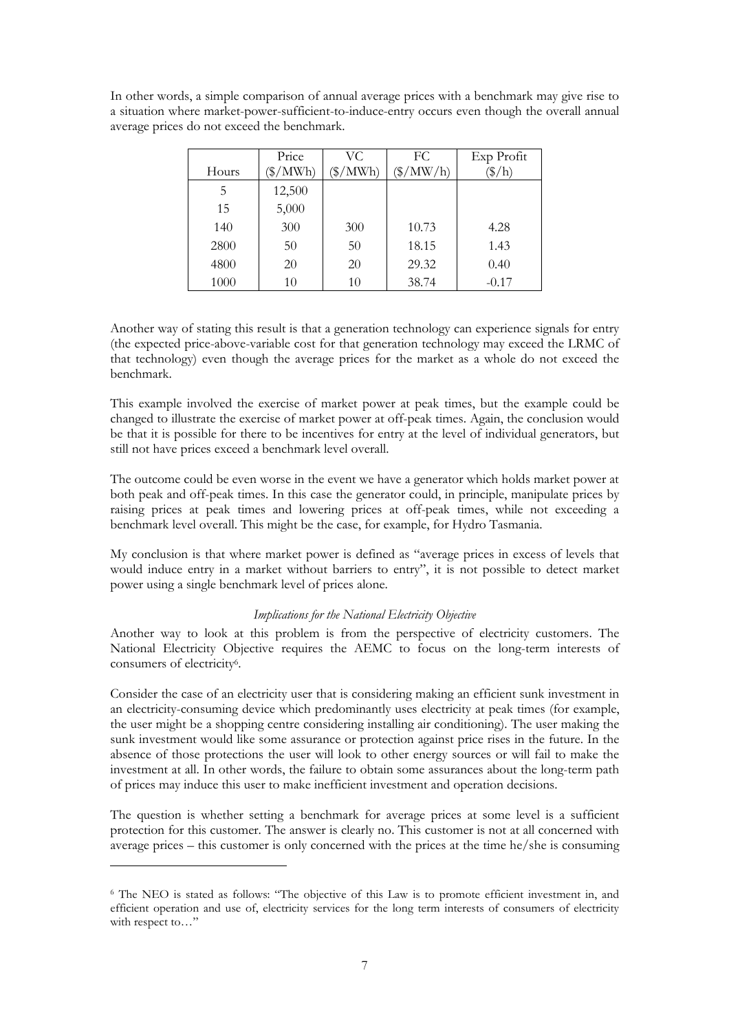In other words, a simple comparison of annual average prices with a benchmark may give rise to a situation where market-power-sufficient-to-induce-entry occurs even though the overall annual average prices do not exceed the benchmark.

| Hours | Price ($/MWh) | VC ($/MWh) | FC ($/MW/h) | Exp Profit ($/h) |
|---|---|---|---|---|
| 5 | 12,500 | | | |
| 15 | 5,000 | | | |
| 140 | 300 | 300 | 10.73 | 4.28 |
| 2800 | 50 | 50 | 18.15 | 1.43 |
| 4800 | 20 | 20 | 29.32 | 0.40 |
| 1000 | 10 | 10 | 38.74 | -0.17 |

Another way of stating this result is that a generation technology can experience signals for entry (the expected price-above-variable cost for that generation technology may exceed the LRMC of that technology) even though the average prices for the market as a whole do not exceed the benchmark.

This example involved the exercise of market power at peak times, but the example could be changed to illustrate the exercise of market power at off-peak times. Again, the conclusion would be that it is possible for there to be incentives for entry at the level of individual generators, but still not have prices exceed a benchmark level overall.

The outcome could be even worse in the event we have a generator which holds market power at both peak and off-peak times. In this case the generator could, in principle, manipulate prices by raising prices at peak times and lowering prices at off-peak times, while not exceeding a benchmark level overall. This might be the case, for example, for Hydro Tasmania.

My conclusion is that where market power is defined as "average prices in excess of levels that would induce entry in a market without barriers to entry", it is not possible to detect market power using a single benchmark level of prices alone.

*Implications for the National Electricity Objective*

Another way to look at this problem is from the perspective of electricity customers. The National Electricity Objective requires the AEMC to focus on the long-term interests of consumers of electricity[6].

Consider the case of an electricity user that is considering making an efficient sunk investment in an electricity-consuming device which predominantly uses electricity at peak times (for example, the user might be a shopping centre considering installing air conditioning). The user making the sunk investment would like some assurance or protection against price rises in the future. In the absence of those protections the user will look to other energy sources or will fail to make the investment at all. In other words, the failure to obtain some assurances about the long-term path of prices may induce this user to make inefficient investment and operation decisions.

The question is whether setting a benchmark for average prices at some level is a sufficient protection for this customer. The answer is clearly no. This customer is not at all concerned with average prices – this customer is only concerned with the prices at the time he/she is consuming

[6] The NEO is stated as follows: "The objective of this Law is to promote efficient investment in, and efficient operation and use of, electricity services for the long term interests of consumers of electricity with respect to…"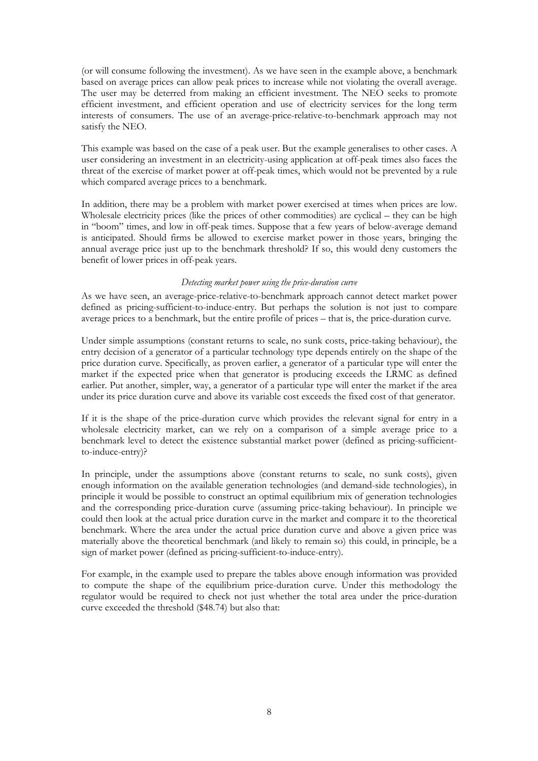(or will consume following the investment). As we have seen in the example above, a benchmark based on average prices can allow peak prices to increase while not violating the overall average. The user may be deterred from making an efficient investment. The NEO seeks to promote efficient investment, and efficient operation and use of electricity services for the long term interests of consumers. The use of an average-price-relative-to-benchmark approach may not satisfy the NEO.

This example was based on the case of a peak user. But the example generalises to other cases. A user considering an investment in an electricity-using application at off-peak times also faces the threat of the exercise of market power at off-peak times, which would not be prevented by a rule which compared average prices to a benchmark.

In addition, there may a problem with market power exercised at times when prices are low. Wholesale electricity prices (like the prices of other commodities) are cyclical – they can be high in "boom" times, and low in off-peak times. Suppose that a few years of below-average demand is anticipated. Should firms be allowed to exercise market power in those years, bringing the annual average price just up to the benchmark threshold? If so, this would deny customers the benefit of lower prices in off-peak years.

*Detecting market power using the price-duration curve*

As we have seen, an average-price-relative-to-benchmark approach cannot detect market power defined as pricing-sufficient-to-induce-entry. But perhaps the solution is not just to compare average prices to a benchmark, but the entire profile of prices – that is, the price-duration curve.

Under simple assumptions (constant returns to scale, no sunk costs, price-taking behaviour), the entry decision of a generator of a particular technology type depends entirely on the shape of the price duration curve. Specifically, as proven earlier, a generator of a particular type will enter the market if the expected price when that generator is producing exceeds the LRMC as defined earlier. Put another, simpler, way, a generator of a particular type will enter the market if the area under its price duration curve and above its variable cost exceeds the fixed cost of that generator.

If it is the shape of the price-duration curve which provides the relevant signal for entry in a wholesale electricity market, can we rely on a comparison of a simple average price to a benchmark level to detect the existence substantial market power (defined as pricing-sufficient-to-induce-entry)?

In principle, under the assumptions above (constant returns to scale, no sunk costs), given enough information on the available generation technologies (and demand-side technologies), in principle it would be possible to construct an optimal equilibrium mix of generation technologies and the corresponding price-duration curve (assuming price-taking behaviour). In principle we could then look at the actual price duration curve in the market and compare it to the theoretical benchmark. Where the area under the actual price duration curve and above a given price was materially above the theoretical benchmark (and likely to remain so) this could, in principle, be a sign of market power (defined as pricing-sufficient-to-induce-entry).

For example, in the example used to prepare the tables above enough information was provided to compute the shape of the equilibrium price-duration curve. Under this methodology the regulator would be required to check not just whether the total area under the price-duration curve exceeded the threshold ($48.74) but also that: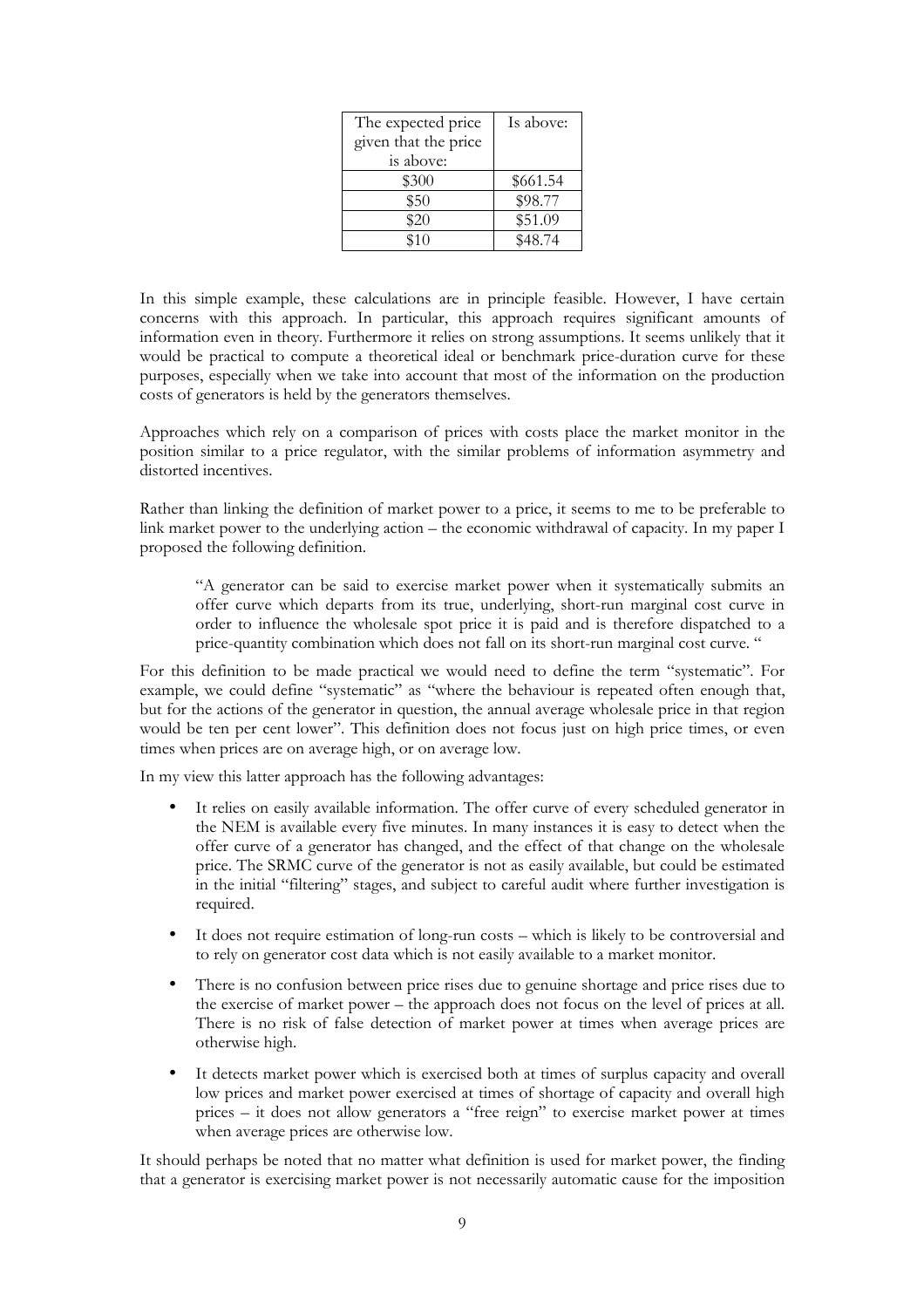| The expected price given that the price is above: | Is above: |
|---|---|
| \$300 | \$661.54 |
| \$50 | \$98.77 |
| \$20 | \$51.09 |
| \$10 | \$48.74 |

In this simple example, these calculations are in principle feasible. However, I have certain concerns with this approach. In particular, this approach requires significant amounts of information even in theory. Furthermore it relies on strong assumptions. It seems unlikely that it would be practical to compute a theoretical ideal or benchmark price-duration curve for these purposes, especially when we take into account that most of the information on the production costs of generators is held by the generators themselves.

Approaches which rely on a comparison of prices with costs place the market monitor in the position similar to a price regulator, with the similar problems of information asymmetry and distorted incentives.

Rather than linking the definition of market power to a price, it seems to me to be preferable to link market power to the underlying action – the economic withdrawal of capacity. In my paper I proposed the following definition.

> "A generator can be said to exercise market power when it systematically submits an offer curve which departs from its true, underlying, short-run marginal cost curve in order to influence the wholesale spot price it is paid and is therefore dispatched to a price-quantity combination which does not fall on its short-run marginal cost curve. "

For this definition to be made practical we would need to define the term "systematic". For example, we could define "systematic" as "where the behaviour is repeated often enough that, but for the actions of the generator in question, the annual average wholesale price in that region would be ten per cent lower". This definition does not focus just on high price times, or even times when prices are on average high, or on average low.

In my view this latter approach has the following advantages:

- It relies on easily available information. The offer curve of every scheduled generator in the NEM is available every five minutes. In many instances it is easy to detect when the offer curve of a generator has changed, and the effect of that change on the wholesale price. The SRMC curve of the generator is not as easily available, but could be estimated in the initial "filtering" stages, and subject to careful audit where further investigation is required.
- It does not require estimation of long-run costs – which is likely to be controversial and to rely on generator cost data which is not easily available to a market monitor.
- There is no confusion between price rises due to genuine shortage and price rises due to the exercise of market power – the approach does not focus on the level of prices at all. There is no risk of false detection of market power at times when average prices are otherwise high.
- It detects market power which is exercised both at times of surplus capacity and overall low prices and market power exercised at times of shortage of capacity and overall high prices – it does not allow generators a "free reign" to exercise market power at times when average prices are otherwise low.

It should perhaps be noted that no matter what definition is used for market power, the finding that a generator is exercising market power is not necessarily automatic cause for the imposition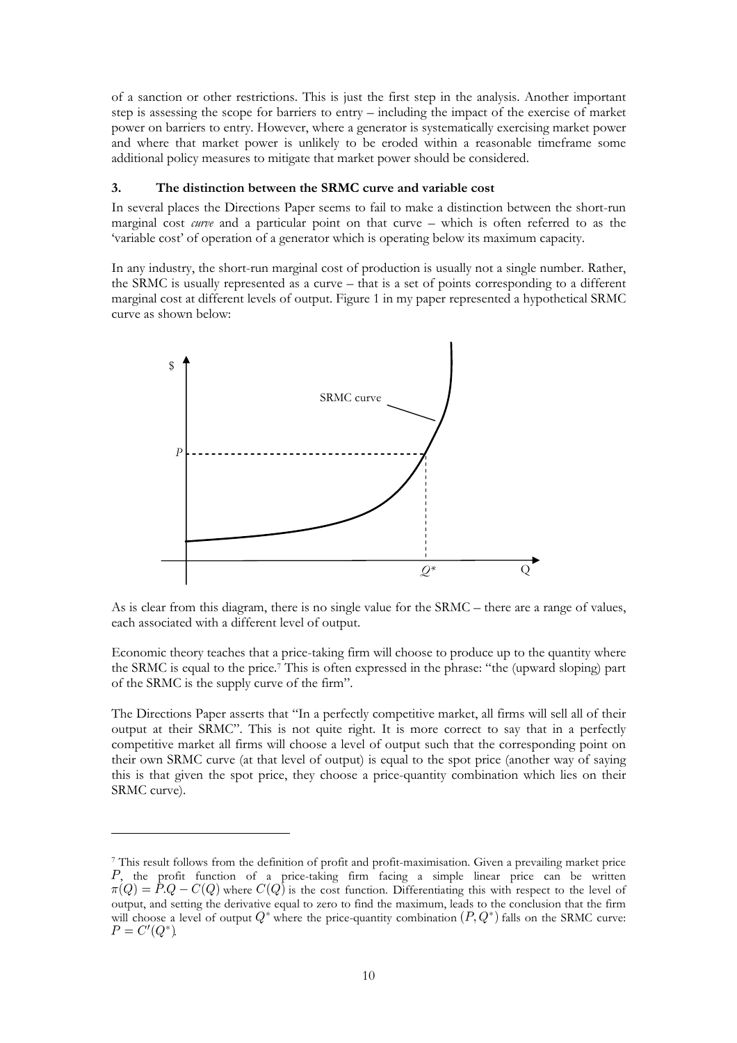of a sanction or other restrictions. This is just the first step in the analysis. Another important step is assessing the scope for barriers to entry – including the impact of the exercise of market power on barriers to entry. However, where a generator is systematically exercising market power and where that market power is unlikely to be eroded within a reasonable timeframe some additional policy measures to mitigate that market power should be considered.

### 3. The distinction between the SRMC curve and variable cost

In several places the Directions Paper seems to fail to make a distinction between the short-run marginal cost *curve* and a particular point on that curve – which is often referred to as the 'variable cost' of operation of a generator which is operating below its maximum capacity.

In any industry, the short-run marginal cost of production is usually not a single number. Rather, the SRMC is usually represented as a curve – that is a set of points corresponding to a different marginal cost at different levels of output. Figure 1 in my paper represented a hypothetical SRMC curve as shown below:

As is clear from this diagram, there is no single value for the SRMC – there are a range of values, each associated with a different level of output.

Economic theory teaches that a price-taking firm will choose to produce up to the quantity where the SRMC is equal to the price.[7] This is often expressed in the phrase: "the (upward sloping) part of the SRMC is the supply curve of the firm".

The Directions Paper asserts that "In a perfectly competitive market, all firms will sell all of their output at their SRMC". This is not quite right. It is more correct to say that in a perfectly competitive market all firms will choose a level of output such that the corresponding point on their own SRMC curve (at that level of output) is equal to the spot price (another way of saying this is that given the spot price, they choose a price-quantity combination which lies on their SRMC curve).

---

[7] This result follows from the definition of profit and profit-maximisation. Given a prevailing market price $P$, the profit function of a price-taking firm facing a simple linear price can be written $\pi(Q) = P.Q - C(Q)$ where $C(Q)$ is the cost function. Differentiating this with respect to the level of output, and setting the derivative equal to zero to find the maximum, leads to the conclusion that the firm will choose a level of output $Q^*$ where the price-quantity combination $(P, Q^*)$ falls on the SRMC curve: $P = C'(Q^*)$.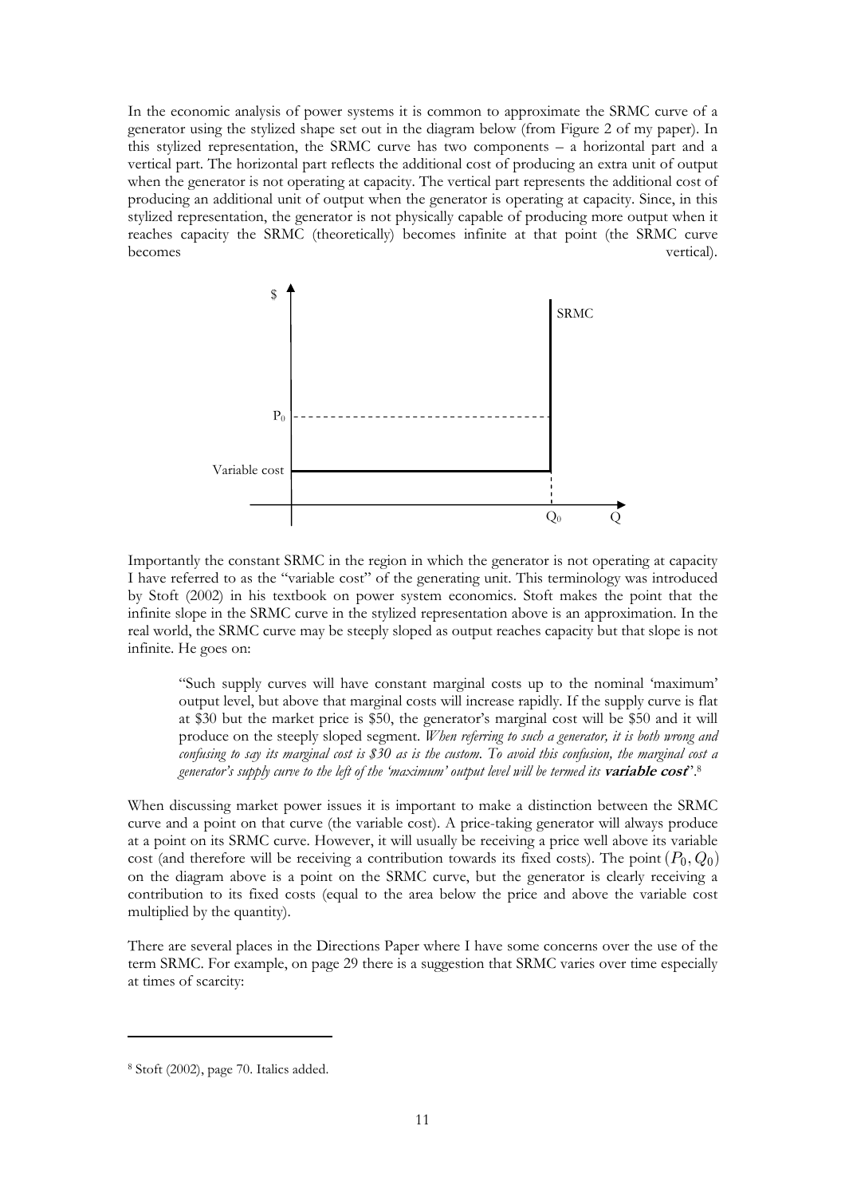In the economic analysis of power systems it is common to approximate the SRMC curve of a generator using the stylized shape set out in the diagram below (from Figure 2 of my paper). In this stylized representation, the SRMC curve has two components – a horizontal part and a vertical part. The horizontal part reflects the additional cost of producing an extra unit of output when the generator is not operating at capacity. The vertical part represents the additional cost of producing an additional unit of output when the generator is operating at capacity. Since, in this stylized representation, the generator is not physically capable of producing more output when it reaches capacity the SRMC (theoretically) becomes infinite at that point (the SRMC curve becomes vertical).

Importantly the constant SRMC in the region in which the generator is not operating at capacity I have referred to as the "variable cost" of the generating unit. This terminology was introduced by Stoft (2002) in his textbook on power system economics. Stoft makes the point that the infinite slope in the SRMC curve in the stylized representation above is an approximation. In the real world, the SRMC curve may be steeply sloped as output reaches capacity but that slope is not infinite. He goes on:

> "Such supply curves will have constant marginal costs up to the nominal 'maximum' output level, but above that marginal costs will increase rapidly. If the supply curve is flat at \$30 but the market price is \$50, the generator's marginal cost will be \$50 and it will produce on the steeply sloped segment. *When referring to such a generator, it is both wrong and confusing to say its marginal cost is \$30 as is the custom. To avoid this confusion, the marginal cost a generator's supply curve to the left of the 'maximum' output level will be termed its* ***variable cost***".[8]

When discussing market power issues it is important to make a distinction between the SRMC curve and a point on that curve (the variable cost). A price-taking generator will always produce at a point on its SRMC curve. However, it will usually be receiving a price well above its variable cost (and therefore will be receiving a contribution towards its fixed costs). The point $(P_0, Q_0)$ on the diagram above is a point on the SRMC curve, but the generator is clearly receiving a contribution to its fixed costs (equal to the area below the price and above the variable cost multiplied by the quantity).

There are several places in the Directions Paper where I have some concerns over the use of the term SRMC. For example, on page 29 there is a suggestion that SRMC varies over time especially at times of scarcity:

[8] Stoft (2002), page 70. Italics added.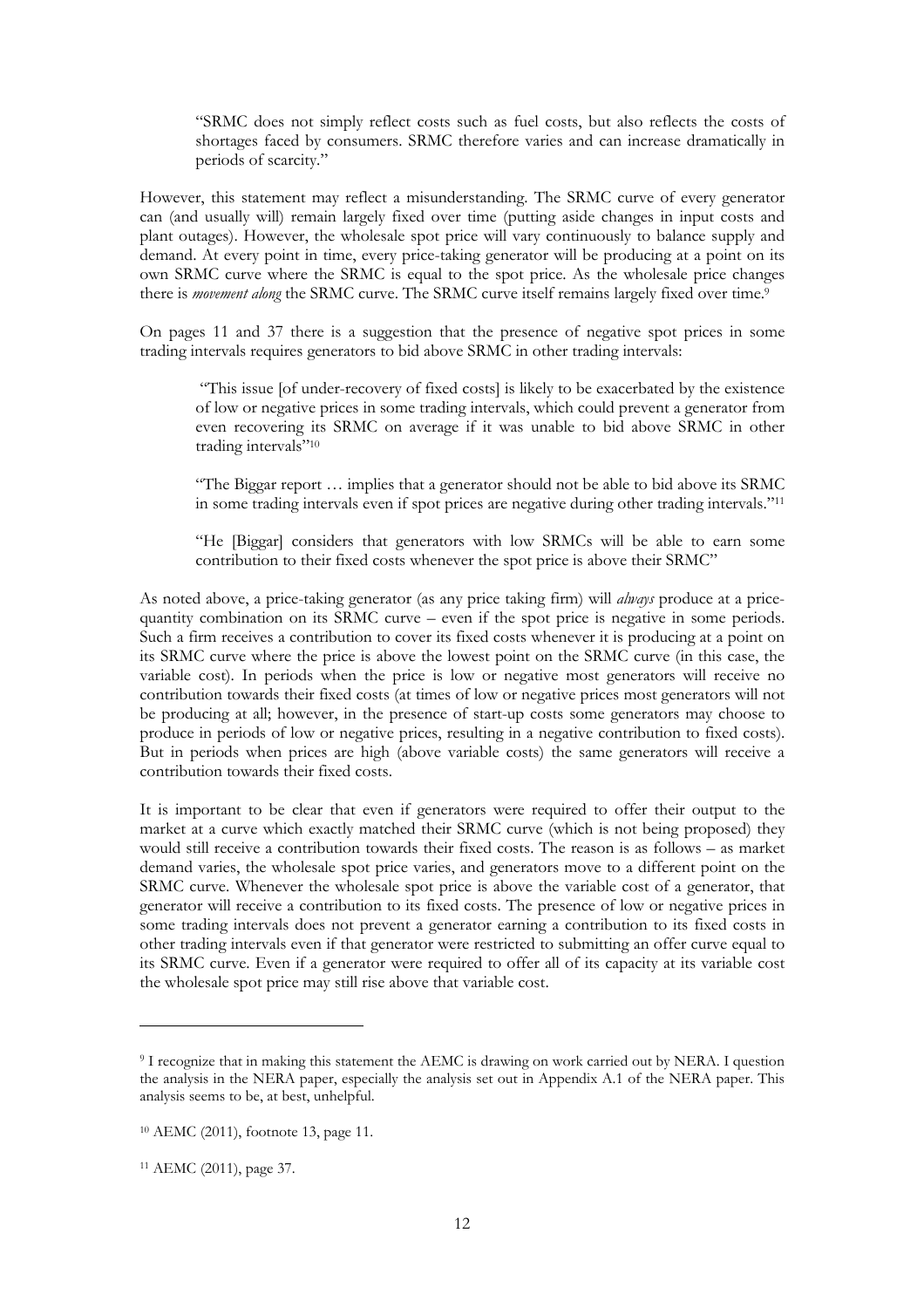> "SRMC does not simply reflect costs such as fuel costs, but also reflects the costs of shortages faced by consumers. SRMC therefore varies and can increase dramatically in periods of scarcity."

However, this statement may reflect a misunderstanding. The SRMC curve of every generator can (and usually will) remain largely fixed over time (putting aside changes in input costs and plant outages). However, the wholesale spot price will vary continuously to balance supply and demand. At every point in time, every price-taking generator will be producing at a point on its own SRMC curve where the SRMC is equal to the spot price. As the wholesale price changes there is *movement along* the SRMC curve. The SRMC curve itself remains largely fixed over time.[9]

On pages 11 and 37 there is a suggestion that the presence of negative spot prices in some trading intervals requires generators to bid above SRMC in other trading intervals:

> "This issue [of under-recovery of fixed costs] is likely to be exacerbated by the existence of low or negative prices in some trading intervals, which could prevent a generator from even recovering its SRMC on average if it was unable to bid above SRMC in other trading intervals"[10]

> "The Biggar report … implies that a generator should not be able to bid above its SRMC in some trading intervals even if spot prices are negative during other trading intervals."[11]

> "He [Biggar] considers that generators with low SRMCs will be able to earn some contribution to their fixed costs whenever the spot price is above their SRMC"

As noted above, a price-taking generator (as any price taking firm) will *always* produce at a price-quantity combination on its SRMC curve – even if the spot price is negative in some periods. Such a firm receives a contribution to cover its fixed costs whenever it is producing at a point on its SRMC curve where the price is above the lowest point on the SRMC curve (in this case, the variable cost). In periods when the price is low or negative most generators will receive no contribution towards their fixed costs (at times of low or negative prices most generators will not be producing at all; however, in the presence of start-up costs some generators may choose to produce in periods of low or negative prices, resulting in a negative contribution to fixed costs). But in periods when prices are high (above variable costs) the same generators will receive a contribution towards their fixed costs.

It is important to be clear that even if generators were required to offer their output to the market at a curve which exactly matched their SRMC curve (which is not being proposed) they would still receive a contribution towards their fixed costs. The reason is as follows – as market demand varies, the wholesale spot price varies, and generators move to a different point on the SRMC curve. Whenever the wholesale spot price is above the variable cost of a generator, that generator will receive a contribution to its fixed costs. The presence of low or negative prices in some trading intervals does not prevent a generator earning a contribution to its fixed costs in other trading intervals even if that generator were restricted to submitting an offer curve equal to its SRMC curve. Even if a generator were required to offer all of its capacity at its variable cost the wholesale spot price may still rise above that variable cost.

---

[9] I recognize that in making this statement the AEMC is drawing on work carried out by NERA. I question the analysis in the NERA paper, especially the analysis set out in Appendix A.1 of the NERA paper. This analysis seems to be, at best, unhelpful.

[10] AEMC (2011), footnote 13, page 11.

[11] AEMC (2011), page 37.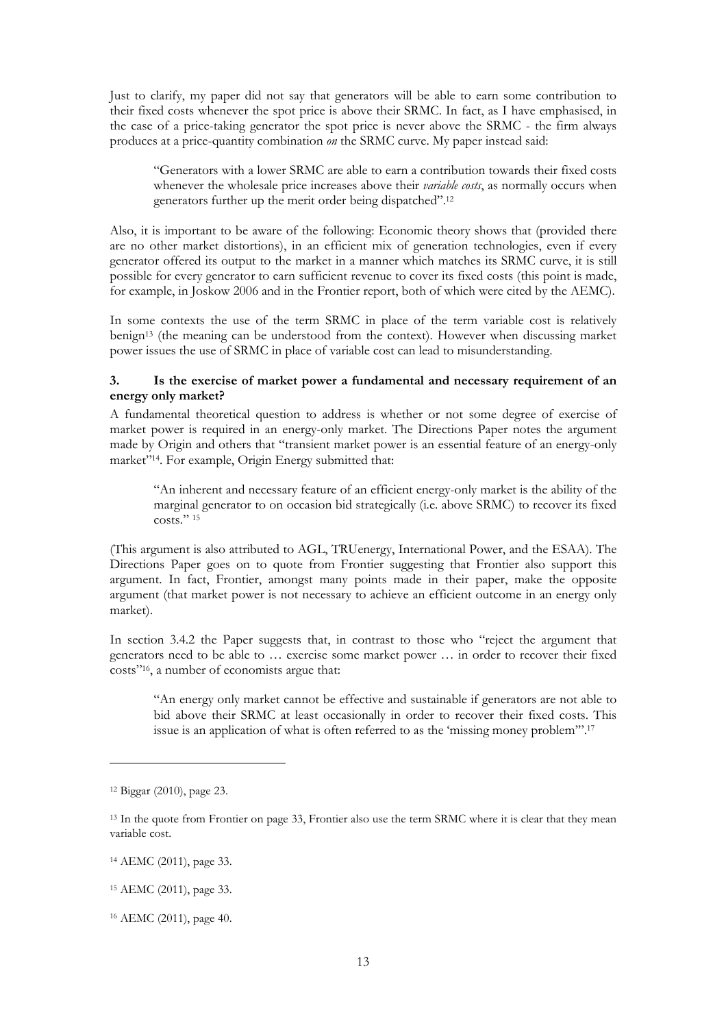Just to clarify, my paper did not say that generators will be able to earn some contribution to their fixed costs whenever the spot price is above their SRMC. In fact, as I have emphasised, in the case of a price-taking generator the spot price is never above the SRMC - the firm always produces at a price-quantity combination *on* the SRMC curve. My paper instead said:

> "Generators with a lower SRMC are able to earn a contribution towards their fixed costs whenever the wholesale price increases above their *variable costs*, as normally occurs when generators further up the merit order being dispatched".[12]

Also, it is important to be aware of the following: Economic theory shows that (provided there are no other market distortions), in an efficient mix of generation technologies, even if every generator offered its output to the market in a manner which matches its SRMC curve, it is still possible for every generator to earn sufficient revenue to cover its fixed costs (this point is made, for example, in Joskow 2006 and in the Frontier report, both of which were cited by the AEMC).

In some contexts the use of the term SRMC in place of the term variable cost is relatively benign[13] (the meaning can be understood from the context). However when discussing market power issues the use of SRMC in place of variable cost can lead to misunderstanding.

### 3. Is the exercise of market power a fundamental and necessary requirement of an energy only market?

A fundamental theoretical question to address is whether or not some degree of exercise of market power is required in an energy-only market. The Directions Paper notes the argument made by Origin and others that "transient market power is an essential feature of an energy-only market"[14]. For example, Origin Energy submitted that:

> "An inherent and necessary feature of an efficient energy-only market is the ability of the marginal generator to on occasion bid strategically (i.e. above SRMC) to recover its fixed costs." [15]

(This argument is also attributed to AGL, TRUenergy, International Power, and the ESAA). The Directions Paper goes on to quote from Frontier suggesting that Frontier also support this argument. In fact, Frontier, amongst many points made in their paper, make the opposite argument (that market power is not necessary to achieve an efficient outcome in an energy only market).

In section 3.4.2 the Paper suggests that, in contrast to those who "reject the argument that generators need to be able to … exercise some market power … in order to recover their fixed costs"[16], a number of economists argue that:

> "An energy only market cannot be effective and sustainable if generators are not able to bid above their SRMC at least occasionally in order to recover their fixed costs. This issue is an application of what is often referred to as the 'missing money problem'".[17]

---

[12] Biggar (2010), page 23.

[13] In the quote from Frontier on page 33, Frontier also use the term SRMC where it is clear that they mean variable cost.

[14] AEMC (2011), page 33.

[15] AEMC (2011), page 33.

[16] AEMC (2011), page 40.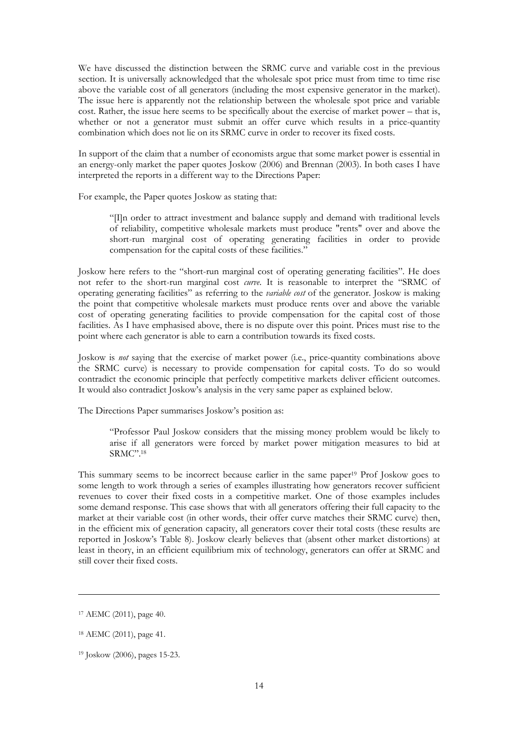We have discussed the distinction between the SRMC curve and variable cost in the previous section. It is universally acknowledged that the wholesale spot price must from time to time rise above the variable cost of all generators (including the most expensive generator in the market). The issue here is apparently not the relationship between the wholesale spot price and variable cost. Rather, the issue here seems to be specifically about the exercise of market power – that is, whether or not a generator must submit an offer curve which results in a price-quantity combination which does not lie on its SRMC curve in order to recover its fixed costs.

In support of the claim that a number of economists argue that some market power is essential in an energy-only market the paper quotes Joskow (2006) and Brennan (2003). In both cases I have interpreted the reports in a different way to the Directions Paper:

For example, the Paper quotes Joskow as stating that:

> "[I]n order to attract investment and balance supply and demand with traditional levels of reliability, competitive wholesale markets must produce "rents" over and above the short-run marginal cost of operating generating facilities in order to provide compensation for the capital costs of these facilities."

Joskow here refers to the "short-run marginal cost of operating generating facilities". He does not refer to the short-run marginal cost *curve*. It is reasonable to interpret the "SRMC of operating generating facilities" as referring to the *variable cost* of the generator. Joskow is making the point that competitive wholesale markets must produce rents over and above the variable cost of operating generating facilities to provide compensation for the capital cost of those facilities. As I have emphasised above, there is no dispute over this point. Prices must rise to the point where each generator is able to earn a contribution towards its fixed costs.

Joskow is *not* saying that the exercise of market power (i.e., price-quantity combinations above the SRMC curve) is necessary to provide compensation for capital costs. To do so would contradict the economic principle that perfectly competitive markets deliver efficient outcomes. It would also contradict Joskow's analysis in the very same paper as explained below.

The Directions Paper summarises Joskow's position as:

> "Professor Paul Joskow considers that the missing money problem would be likely to arise if all generators were forced by market power mitigation measures to bid at SRMC".[18]

This summary seems to be incorrect because earlier in the same paper[19] Prof Joskow goes to some length to work through a series of examples illustrating how generators recover sufficient revenues to cover their fixed costs in a competitive market. One of those examples includes some demand response. This case shows that with all generators offering their full capacity to the market at their variable cost (in other words, their offer curve matches their SRMC curve) then, in the efficient mix of generation capacity, all generators cover their total costs (these results are reported in Joskow's Table 8). Joskow clearly believes that (absent other market distortions) at least in theory, in an efficient equilibrium mix of technology, generators can offer at SRMC and still cover their fixed costs.

---

[17] AEMC (2011), page 40.

[18] AEMC (2011), page 41.

[19] Joskow (2006), pages 15-23.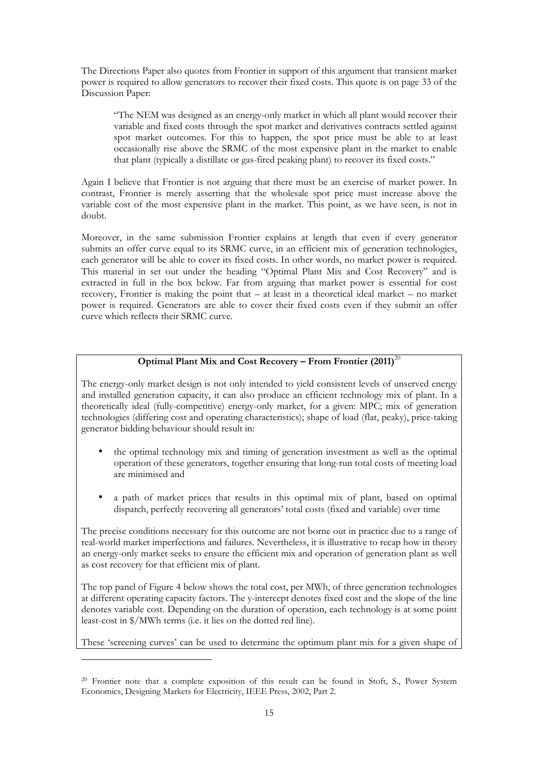The Directions Paper also quotes from Frontier in support of this argument that transient market power is required to allow generators to recover their fixed costs. This quote is on page 33 of the Discussion Paper:

> "The NEM was designed as an energy-only market in which all plant would recover their variable and fixed costs through the spot market and derivatives contracts settled against spot market outcomes. For this to happen, the spot price must be able to at least occasionally rise above the SRMC of the most expensive plant in the market to enable that plant (typically a distillate or gas-fired peaking plant) to recover its fixed costs."

Again I believe that Frontier is not arguing that there must be an exercise of market power. In contrast, Frontier is merely asserting that the wholesale spot price must increase above the variable cost of the most expensive plant in the market. This point, as we have seen, is not in doubt.

Moreover, in the same submission Frontier explains at length that even if every generator submits an offer curve equal to its SRMC curve, in an efficient mix of generation technologies, each generator will be able to cover its fixed costs. In other words, no market power is required. This material in set out under the heading "Optimal Plant Mix and Cost Recovery" and is extracted in full in the box below. Far from arguing that market power is essential for cost recovery, Frontier is making the point that – at least in a theoretical ideal market – no market power is required. Generators are able to cover their fixed costs even if they submit an offer curve which reflects their SRMC curve.

**Optimal Plant Mix and Cost Recovery – From Frontier (2011)**[20]

The energy-only market design is not only intended to yield consistent levels of unserved energy and installed generation capacity, it can also produce an efficient technology mix of plant. In a theoretically ideal (fully-competitive) energy-only market, for a given: MPC; mix of generation technologies (differing cost and operating characteristics); shape of load (flat, peaky), price-taking generator bidding behaviour should result in:

- the optimal technology mix and timing of generation investment as well as the optimal operation of these generators, together ensuring that long-run total costs of meeting load are minimised and
- a path of market prices that results in this optimal mix of plant, based on optimal dispatch, perfectly recovering all generators' total costs (fixed and variable) over time

The precise conditions necessary for this outcome are not borne out in practice due to a range of real-world market imperfections and failures. Nevertheless, it is illustrative to recap how in theory an energy-only market seeks to ensure the efficient mix and operation of generation plant as well as cost recovery for that efficient mix of plant.

The top panel of Figure 4 below shows the total cost, per MWh, of three generation technologies at different operating capacity factors. The y-intercept denotes fixed cost and the slope of the line denotes variable cost. Depending on the duration of operation, each technology is at some point least-cost in \$/MWh terms (i.e. it lies on the dotted red line).

These 'screening curves' can be used to determine the optimum plant mix for a given shape of

[20] Frontier note that a complete exposition of this result can be found in Stoft, S., Power System Economics, Designing Markets for Electricity, IEEE Press, 2002, Part 2.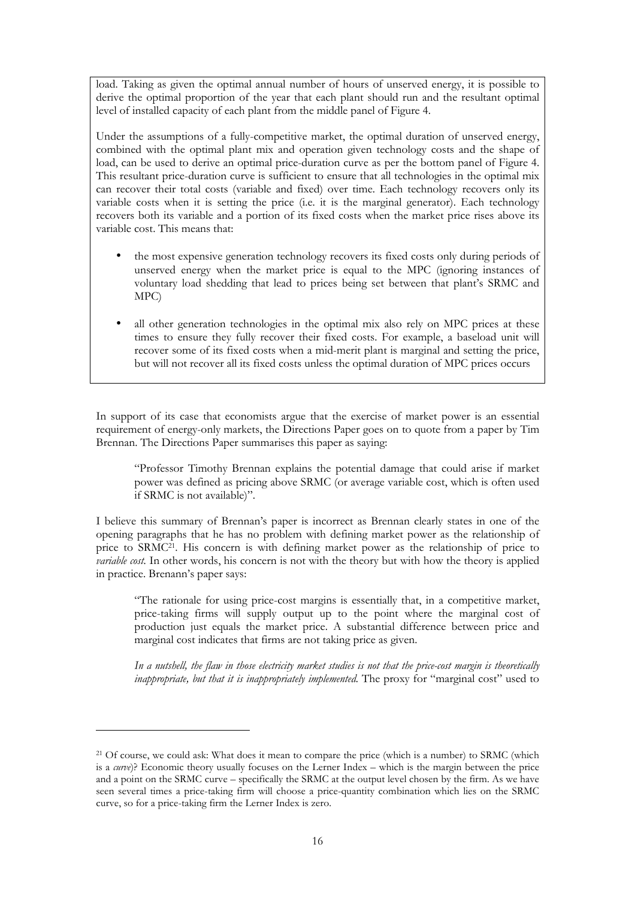load. Taking as given the optimal annual number of hours of unserved energy, it is possible to derive the optimal proportion of the year that each plant should run and the resultant optimal level of installed capacity of each plant from the middle panel of Figure 4.

Under the assumptions of a fully-competitive market, the optimal duration of unserved energy, combined with the optimal plant mix and operation given technology costs and the shape of load, can be used to derive an optimal price-duration curve as per the bottom panel of Figure 4. This resultant price-duration curve is sufficient to ensure that all technologies in the optimal mix can recover their total costs (variable and fixed) over time. Each technology recovers only its variable costs when it is setting the price (i.e. it is the marginal generator). Each technology recovers both its variable and a portion of its fixed costs when the market price rises above its variable cost. This means that:

- the most expensive generation technology recovers its fixed costs only during periods of unserved energy when the market price is equal to the MPC (ignoring instances of voluntary load shedding that lead to prices being set between that plant's SRMC and MPC)
- all other generation technologies in the optimal mix also rely on MPC prices at these times to ensure they fully recover their fixed costs. For example, a baseload unit will recover some of its fixed costs when a mid-merit plant is marginal and setting the price, but will not recover all its fixed costs unless the optimal duration of MPC prices occurs

In support of its case that economists argue that the exercise of market power is an essential requirement of energy-only markets, the Directions Paper goes on to quote from a paper by Tim Brennan. The Directions Paper summarises this paper as saying:

> "Professor Timothy Brennan explains the potential damage that could arise if market power was defined as pricing above SRMC (or average variable cost, which is often used if SRMC is not available)".

I believe this summary of Brennan's paper is incorrect as Brennan clearly states in one of the opening paragraphs that he has no problem with defining market power as the relationship of price to SRMC[21]. His concern is with defining market power as the relationship of price to *variable cost*. In other words, his concern is not with the theory but with how the theory is applied in practice. Brenann's paper says:

> "The rationale for using price-cost margins is essentially that, in a competitive market, price-taking firms will supply output up to the point where the marginal cost of production just equals the market price. A substantial difference between price and marginal cost indicates that firms are not taking price as given.
>
> *In a nutshell, the flaw in those electricity market studies is not that the price-cost margin is theoretically inappropriate, but that it is inappropriately implemented.* The proxy for "marginal cost" used to

---

[21] Of course, we could ask: What does it mean to compare the price (which is a number) to SRMC (which is a *curve*)? Economic theory usually focuses on the Lerner Index – which is the margin between the price and a point on the SRMC curve – specifically the SRMC at the output level chosen by the firm. As we have seen several times a price-taking firm will choose a price-quantity combination which lies on the SRMC curve, so for a price-taking firm the Lerner Index is zero.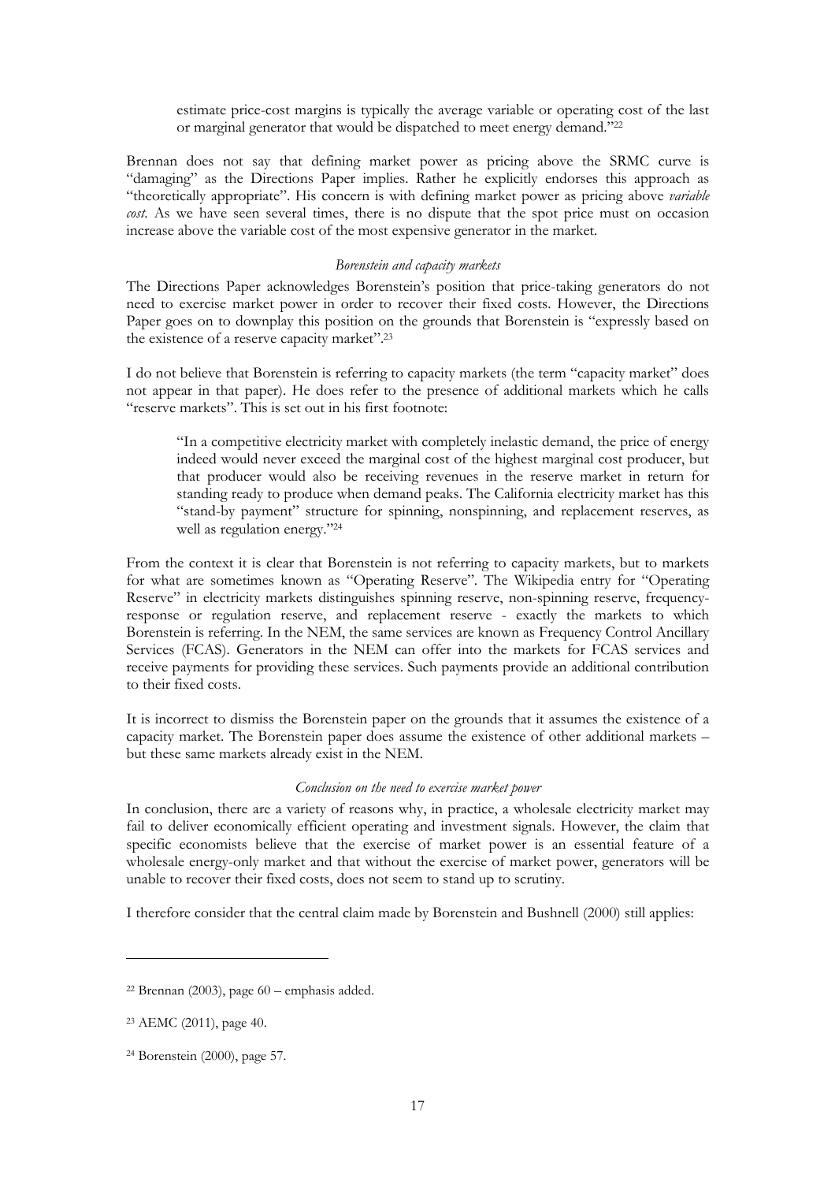> estimate price-cost margins is typically the average variable or operating cost of the last or marginal generator that would be dispatched to meet energy demand."[22]

Brennan does not say that defining market power as pricing above the SRMC curve is "damaging" as the Directions Paper implies. Rather he explicitly endorses this approach as "theoretically appropriate". His concern is with defining market power as pricing above *variable cost*. As we have seen several times, there is no dispute that the spot price must on occasion increase above the variable cost of the most expensive generator in the market.

*Borenstein and capacity markets*

The Directions Paper acknowledges Borenstein's position that price-taking generators do not need to exercise market power in order to recover their fixed costs. However, the Directions Paper goes on to downplay this position on the grounds that Borenstein is "expressly based on the existence of a reserve capacity market".[23]

I do not believe that Borenstein is referring to capacity markets (the term "capacity market" does not appear in that paper). He does refer to the presence of additional markets which he calls "reserve markets". This is set out in his first footnote:

> "In a competitive electricity market with completely inelastic demand, the price of energy indeed would never exceed the marginal cost of the highest marginal cost producer, but that producer would also be receiving revenues in the reserve market in return for standing ready to produce when demand peaks. The California electricity market has this "stand-by payment" structure for spinning, nonspinning, and replacement reserves, as well as regulation energy."[24]

From the context it is clear that Borenstein is not referring to capacity markets, but to markets for what are sometimes known as "Operating Reserve". The Wikipedia entry for "Operating Reserve" in electricity markets distinguishes spinning reserve, non-spinning reserve, frequency-response or regulation reserve, and replacement reserve - exactly the markets to which Borenstein is referring. In the NEM, the same services are known as Frequency Control Ancillary Services (FCAS). Generators in the NEM can offer into the markets for FCAS services and receive payments for providing these services. Such payments provide an additional contribution to their fixed costs.

It is incorrect to dismiss the Borenstein paper on the grounds that it assumes the existence of a capacity market. The Borenstein paper does assume the existence of other additional markets – but these same markets already exist in the NEM.

*Conclusion on the need to exercise market power*

In conclusion, there are a variety of reasons why, in practice, a wholesale electricity market may fail to deliver economically efficient operating and investment signals. However, the claim that specific economists believe that the exercise of market power is an essential feature of a wholesale energy-only market and that without the exercise of market power, generators will be unable to recover their fixed costs, does not seem to stand up to scrutiny.

I therefore consider that the central claim made by Borenstein and Bushnell (2000) still applies:

---

[22] Brennan (2003), page 60 – emphasis added.

[23] AEMC (2011), page 40.

[24] Borenstein (2000), page 57.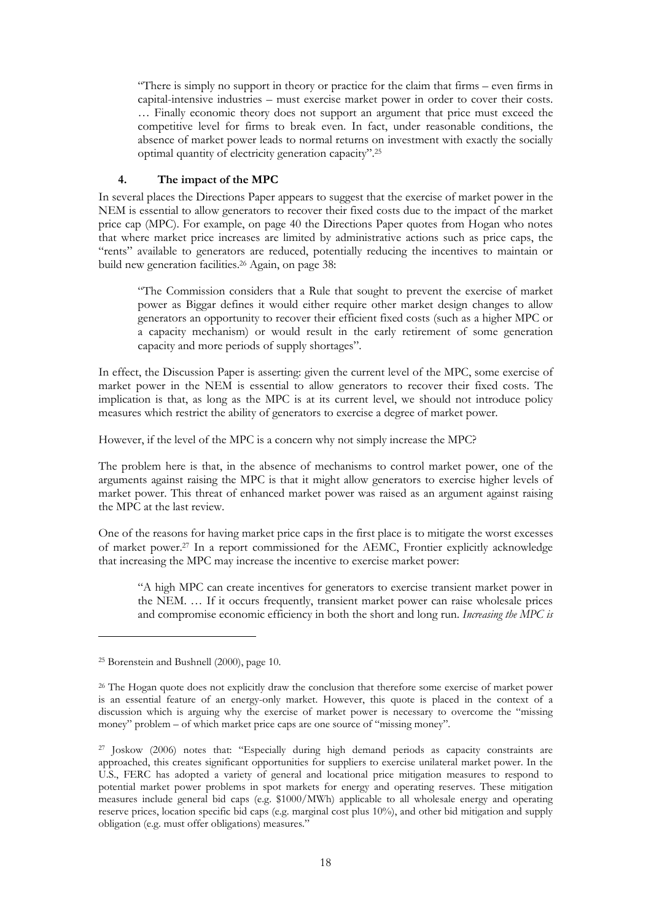"There is simply no support in theory or practice for the claim that firms – even firms in capital-intensive industries – must exercise market power in order to cover their costs. … Finally economic theory does not support an argument that price must exceed the competitive level for firms to break even. In fact, under reasonable conditions, the absence of market power leads to normal returns on investment with exactly the socially optimal quantity of electricity generation capacity".[25]

## 4. The impact of the MPC

In several places the Directions Paper appears to suggest that the exercise of market power in the NEM is essential to allow generators to recover their fixed costs due to the impact of the market price cap (MPC). For example, on page 40 the Directions Paper quotes from Hogan who notes that where market price increases are limited by administrative actions such as price caps, the "rents" available to generators are reduced, potentially reducing the incentives to maintain or build new generation facilities.[26] Again, on page 38:

> "The Commission considers that a Rule that sought to prevent the exercise of market power as Biggar defines it would either require other market design changes to allow generators an opportunity to recover their efficient fixed costs (such as a higher MPC or a capacity mechanism) or would result in the early retirement of some generation capacity and more periods of supply shortages".

In effect, the Discussion Paper is asserting: given the current level of the MPC, some exercise of market power in the NEM is essential to allow generators to recover their fixed costs. The implication is that, as long as the MPC is at its current level, we should not introduce policy measures which restrict the ability of generators to exercise a degree of market power.

However, if the level of the MPC is a concern why not simply increase the MPC?

The problem here is that, in the absence of mechanisms to control market power, one of the arguments against raising the MPC is that it might allow generators to exercise higher levels of market power. This threat of enhanced market power was raised as an argument against raising the MPC at the last review.

One of the reasons for having market price caps in the first place is to mitigate the worst excesses of market power.[27] In a report commissioned for the AEMC, Frontier explicitly acknowledge that increasing the MPC may increase the incentive to exercise market power:

> "A high MPC can create incentives for generators to exercise transient market power in the NEM. … If it occurs frequently, transient market power can raise wholesale prices and compromise economic efficiency in both the short and long run. *Increasing the MPC is*

---

[25] Borenstein and Bushnell (2000), page 10.

[26] The Hogan quote does not explicitly draw the conclusion that therefore some exercise of market power is an essential feature of an energy-only market. However, this quote is placed in the context of a discussion which is arguing why the exercise of market power is necessary to overcome the "missing money" problem – of which market price caps are one source of "missing money".

[27] Joskow (2006) notes that: "Especially during high demand periods as capacity constraints are approached, this creates significant opportunities for suppliers to exercise unilateral market power. In the U.S., FERC has adopted a variety of general and locational price mitigation measures to respond to potential market power problems in spot markets for energy and operating reserves. These mitigation measures include general bid caps (e.g. $1000/MWh) applicable to all wholesale energy and operating reserve prices, location specific bid caps (e.g. marginal cost plus 10%), and other bid mitigation and supply obligation (e.g. must offer obligations) measures."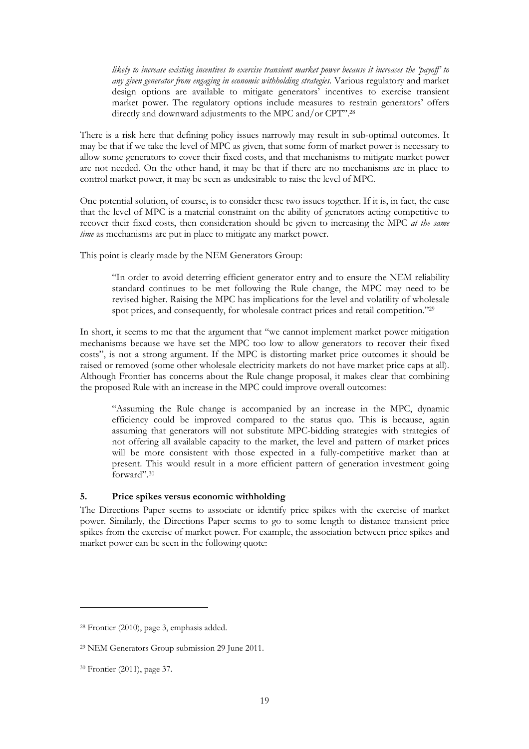> *likely to increase existing incentives to exercise transient market power because it increases the 'payoff' to any given generator from engaging in economic withholding strategies.* Various regulatory and market design options are available to mitigate generators' incentives to exercise transient market power. The regulatory options include measures to restrain generators' offers directly and downward adjustments to the MPC and/or CPT".[28]

There is a risk here that defining policy issues narrowly may result in sub-optimal outcomes. It may be that if we take the level of MPC as given, that some form of market power is necessary to allow some generators to cover their fixed costs, and that mechanisms to mitigate market power are not needed. On the other hand, it may be that if there are no mechanisms are in place to control market power, it may be seen as undesirable to raise the level of MPC.

One potential solution, of course, is to consider these two issues together. If it is, in fact, the case that the level of MPC is a material constraint on the ability of generators acting competitive to recover their fixed costs, then consideration should be given to increasing the MPC *at the same time* as mechanisms are put in place to mitigate any market power.

This point is clearly made by the NEM Generators Group:

> "In order to avoid deterring efficient generator entry and to ensure the NEM reliability standard continues to be met following the Rule change, the MPC may need to be revised higher. Raising the MPC has implications for the level and volatility of wholesale spot prices, and consequently, for wholesale contract prices and retail competition."[29]

In short, it seems to me that the argument that "we cannot implement market power mitigation mechanisms because we have set the MPC too low to allow generators to recover their fixed costs", is not a strong argument. If the MPC is distorting market price outcomes it should be raised or removed (some other wholesale electricity markets do not have market price caps at all). Although Frontier has concerns about the Rule change proposal, it makes clear that combining the proposed Rule with an increase in the MPC could improve overall outcomes:

> "Assuming the Rule change is accompanied by an increase in the MPC, dynamic efficiency could be improved compared to the status quo. This is because, again assuming that generators will not substitute MPC-bidding strategies with strategies of not offering all available capacity to the market, the level and pattern of market prices will be more consistent with those expected in a fully-competitive market than at present. This would result in a more efficient pattern of generation investment going forward".[30]

### 5. Price spikes versus economic withholding

The Directions Paper seems to associate or identify price spikes with the exercise of market power. Similarly, the Directions Paper seems to go to some length to distance transient price spikes from the exercise of market power. For example, the association between price spikes and market power can be seen in the following quote:

---

[28] Frontier (2010), page 3, emphasis added.

[29] NEM Generators Group submission 29 June 2011.

[30] Frontier (2011), page 37.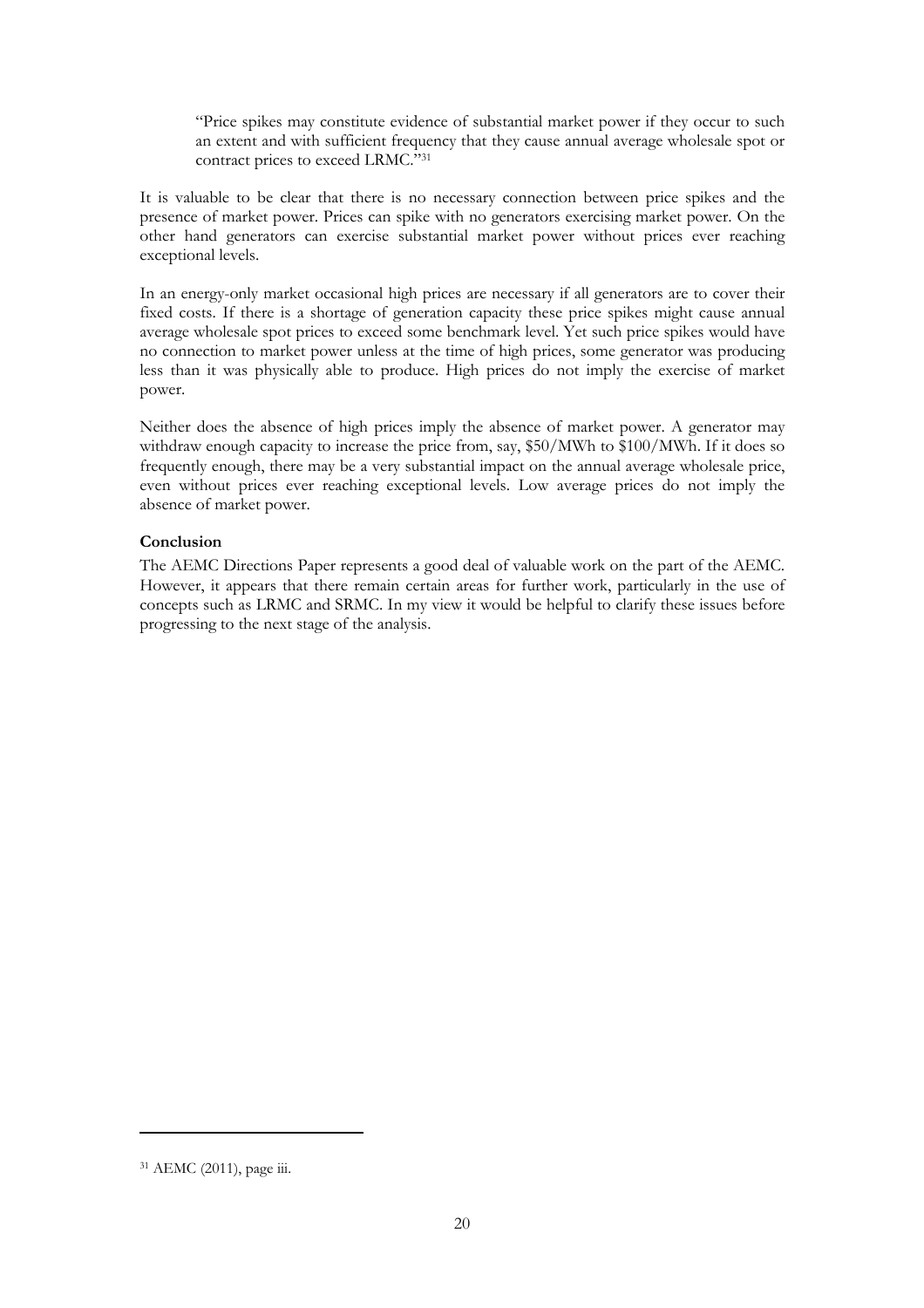> "Price spikes may constitute evidence of substantial market power if they occur to such an extent and with sufficient frequency that they cause annual average wholesale spot or contract prices to exceed LRMC."[31]

It is valuable to be clear that there is no necessary connection between price spikes and the presence of market power. Prices can spike with no generators exercising market power. On the other hand generators can exercise substantial market power without prices ever reaching exceptional levels.

In an energy-only market occasional high prices are necessary if all generators are to cover their fixed costs. If there is a shortage of generation capacity these price spikes might cause annual average wholesale spot prices to exceed some benchmark level. Yet such price spikes would have no connection to market power unless at the time of high prices, some generator was producing less than it was physically able to produce. High prices do not imply the exercise of market power.

Neither does the absence of high prices imply the absence of market power. A generator may withdraw enough capacity to increase the price from, say, $50/MWh to $100/MWh. If it does so frequently enough, there may be a very substantial impact on the annual average wholesale price, even without prices ever reaching exceptional levels. Low average prices do not imply the absence of market power.

**Conclusion**

The AEMC Directions Paper represents a good deal of valuable work on the part of the AEMC. However, it appears that there remain certain areas for further work, particularly in the use of concepts such as LRMC and SRMC. In my view it would be helpful to clarify these issues before progressing to the next stage of the analysis.

---

[31] AEMC (2011), page iii.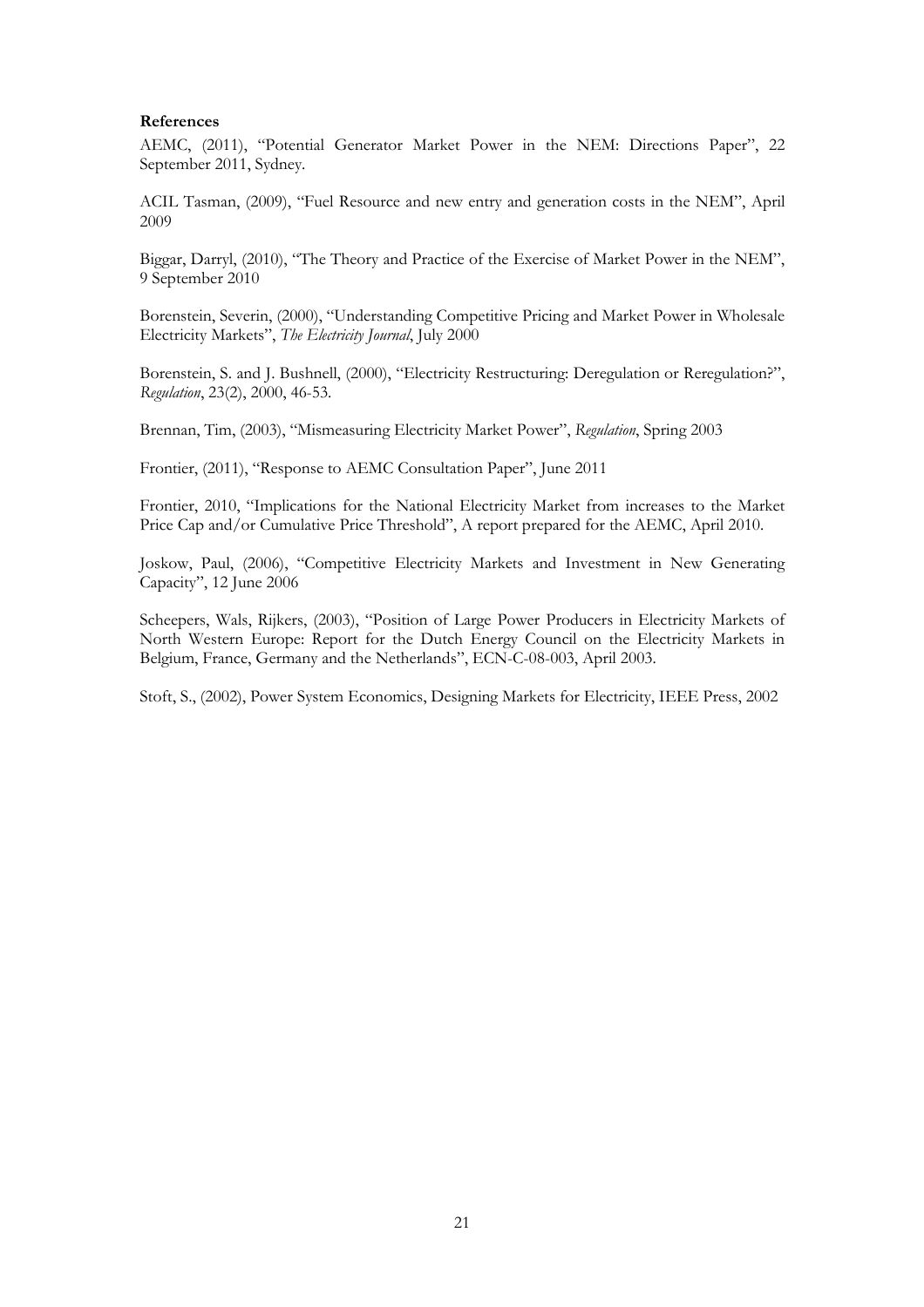**References**

AEMC, (2011), "Potential Generator Market Power in the NEM: Directions Paper", 22 September 2011, Sydney.

ACIL Tasman, (2009), "Fuel Resource and new entry and generation costs in the NEM", April 2009

Biggar, Darryl, (2010), "The Theory and Practice of the Exercise of Market Power in the NEM", 9 September 2010

Borenstein, Severin, (2000), "Understanding Competitive Pricing and Market Power in Wholesale Electricity Markets", *The Electricity Journal*, July 2000

Borenstein, S. and J. Bushnell, (2000), "Electricity Restructuring: Deregulation or Reregulation?", *Regulation*, 23(2), 2000, 46-53.

Brennan, Tim, (2003), "Mismeasuring Electricity Market Power", *Regulation*, Spring 2003

Frontier, (2011), "Response to AEMC Consultation Paper", June 2011

Frontier, 2010, "Implications for the National Electricity Market from increases to the Market Price Cap and/or Cumulative Price Threshold", A report prepared for the AEMC, April 2010.

Joskow, Paul, (2006), "Competitive Electricity Markets and Investment in New Generating Capacity", 12 June 2006

Scheepers, Wals, Rijkers, (2003), "Position of Large Power Producers in Electricity Markets of North Western Europe: Report for the Dutch Energy Council on the Electricity Markets in Belgium, France, Germany and the Netherlands", ECN-C-08-003, April 2003.

Stoft, S., (2002), Power System Economics, Designing Markets for Electricity, IEEE Press, 2002